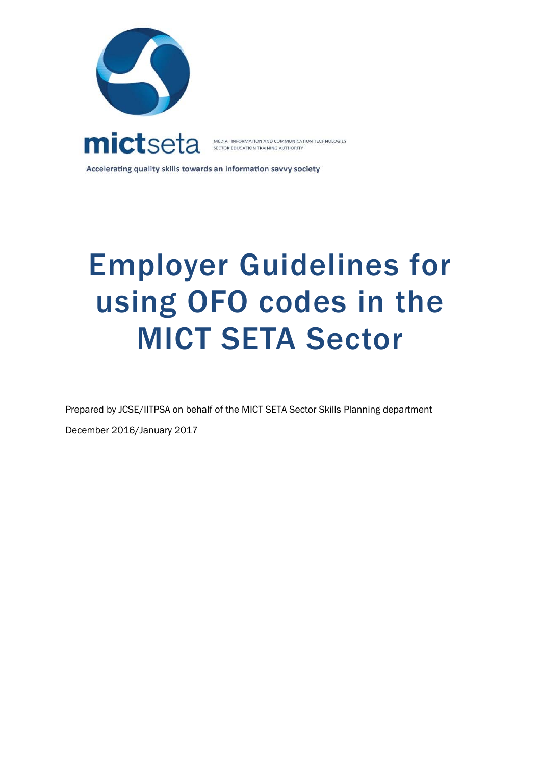mictseta

MEDIA, INFORMATION AND COMMUNICATION TECHNOLOGIES SECTOR EDUCATION TRAINING AUTHORITY

Accelerating quality skills towards an information savvy society

# Employer Guidelines for using OFO codes in the MICT SETA Sector

Prepared by JCSE/IITPSA on behalf of the MICT SETA Sector Skills Planning department

December 2016/January 2017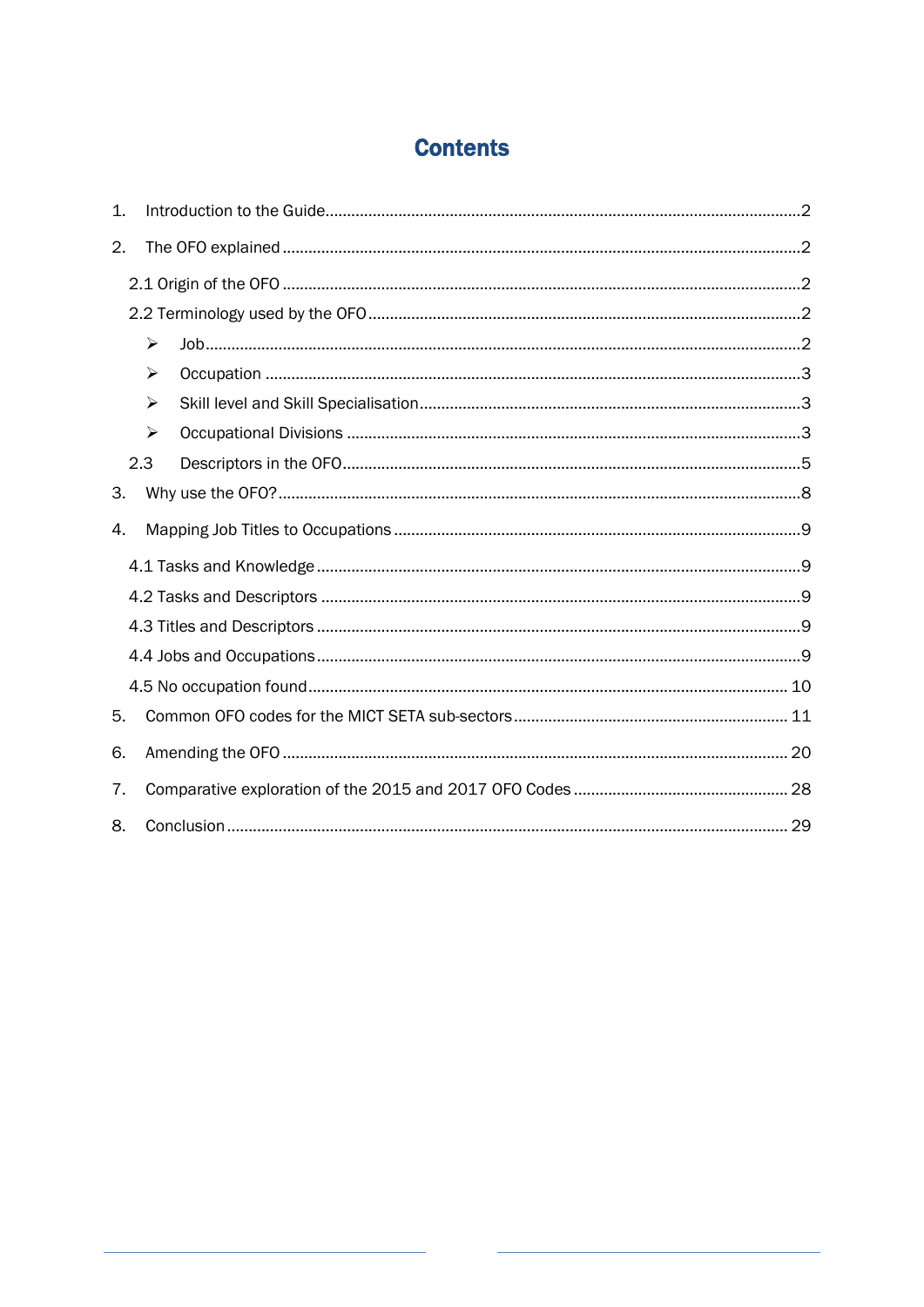# Contents

1. Introduction to the Guide.....2
2. The OFO explained.....2
   - 2.1 Origin of the OFO.....2
   - 2.2 Terminology used by the OFO.....2
     - ➢ Job.....2
     - ➢ Occupation.....3
     - ➢ Skill level and Skill Specialisation.....3
     - ➢ Occupational Divisions.....3
   - 2.3 Descriptors in the OFO.....5
3. Why use the OFO?.....8
4. Mapping Job Titles to Occupations.....9
   - 4.1 Tasks and Knowledge.....9
   - 4.2 Tasks and Descriptors.....9
   - 4.3 Titles and Descriptors.....9
   - 4.4 Jobs and Occupations.....9
   - 4.5 No occupation found.....10
5. Common OFO codes for the MICT SETA sub-sectors.....11
6. Amending the OFO.....20
7. Comparative exploration of the 2015 and 2017 OFO Codes.....28
8. Conclusion.....29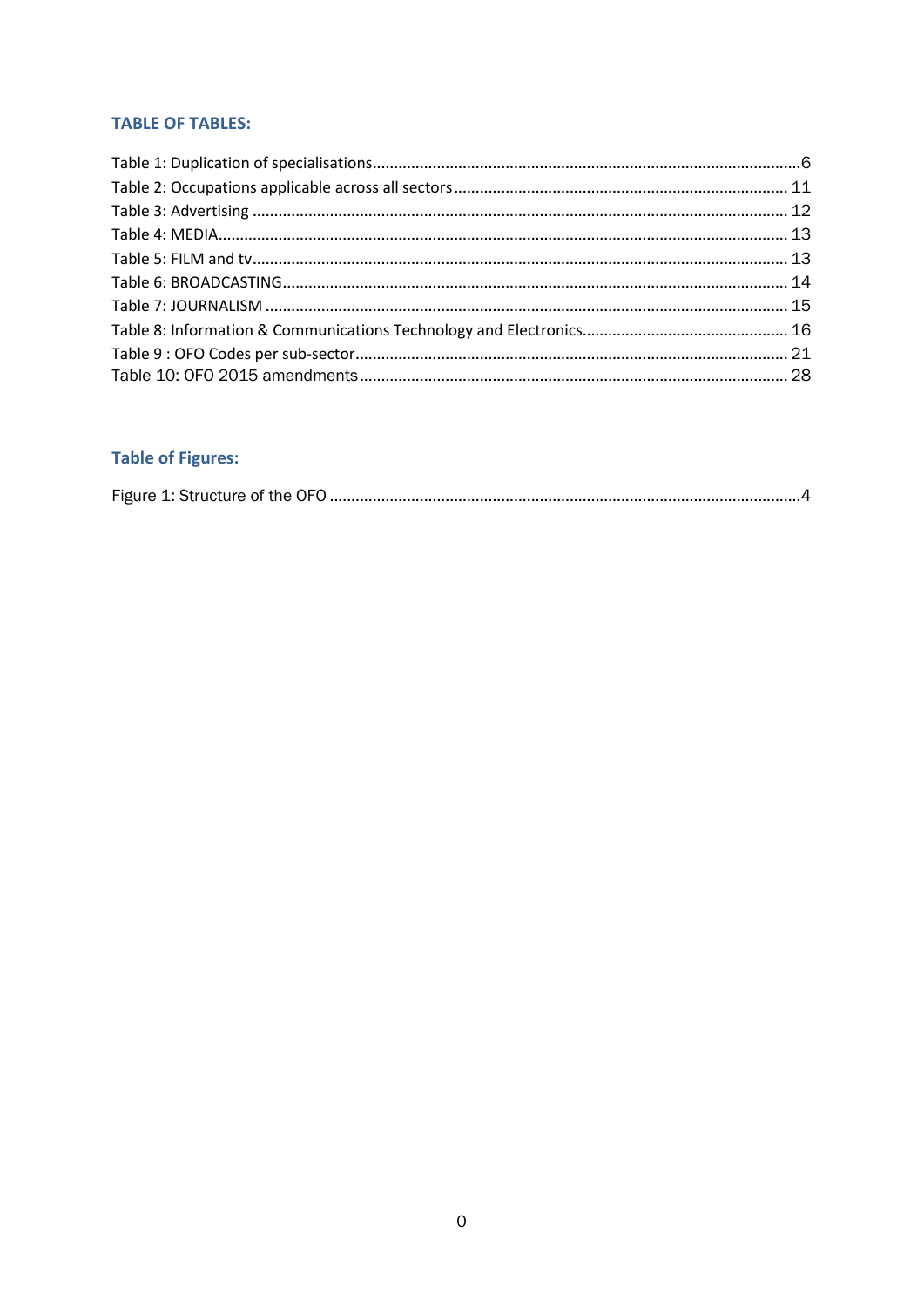## TABLE OF TABLES:

Table 1: Duplication of specialisations....................................................................................................6
Table 2: Occupations applicable across all sectors ............................................................................ 11
Table 3: Advertising ............................................................................................................................ 12
Table 4: MEDIA.................................................................................................................................... 13
Table 5: FILM and tv............................................................................................................................ 13
Table 6: BROADCASTING.................................................................................................................... 14
Table 7: JOURNALISM ......................................................................................................................... 15
Table 8: Information & Communications Technology and Electronics............................................... 16
Table 9 : OFO Codes per sub-sector.................................................................................................... 21
Table 10: OFO 2015 amendments....................................................................................................... 28

## Table of Figures:

Figure 1: Structure of the OFO .............................................................................................................4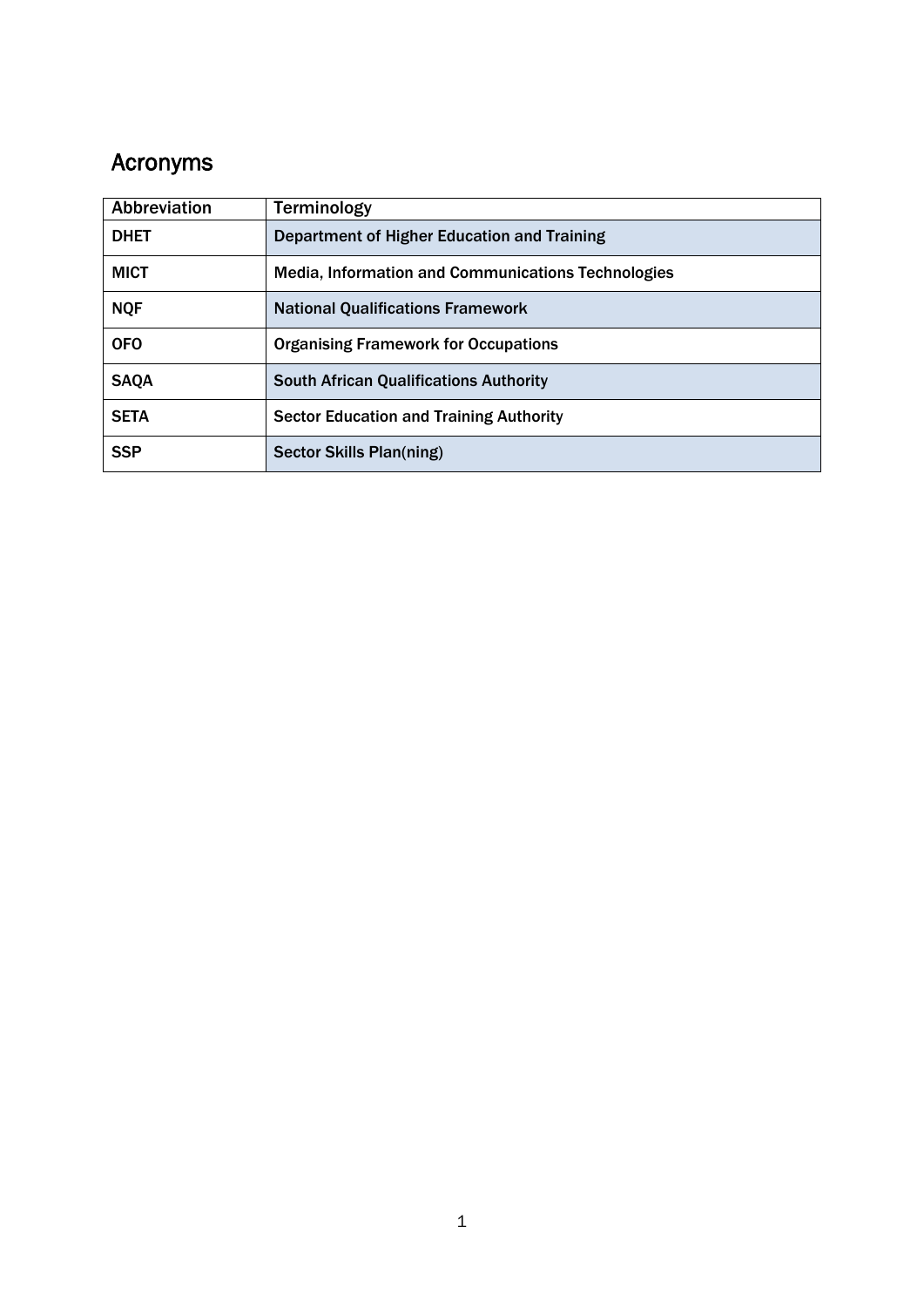## Acronyms

| Abbreviation | Terminology |
|---|---|
| **DHET** | **Department of Higher Education and Training** |
| **MICT** | **Media, Information and Communications Technologies** |
| **NQF** | **National Qualifications Framework** |
| **OFO** | **Organising Framework for Occupations** |
| **SAQA** | **South African Qualifications Authority** |
| **SETA** | **Sector Education and Training Authority** |
| **SSP** | **Sector Skills Plan(ning)** |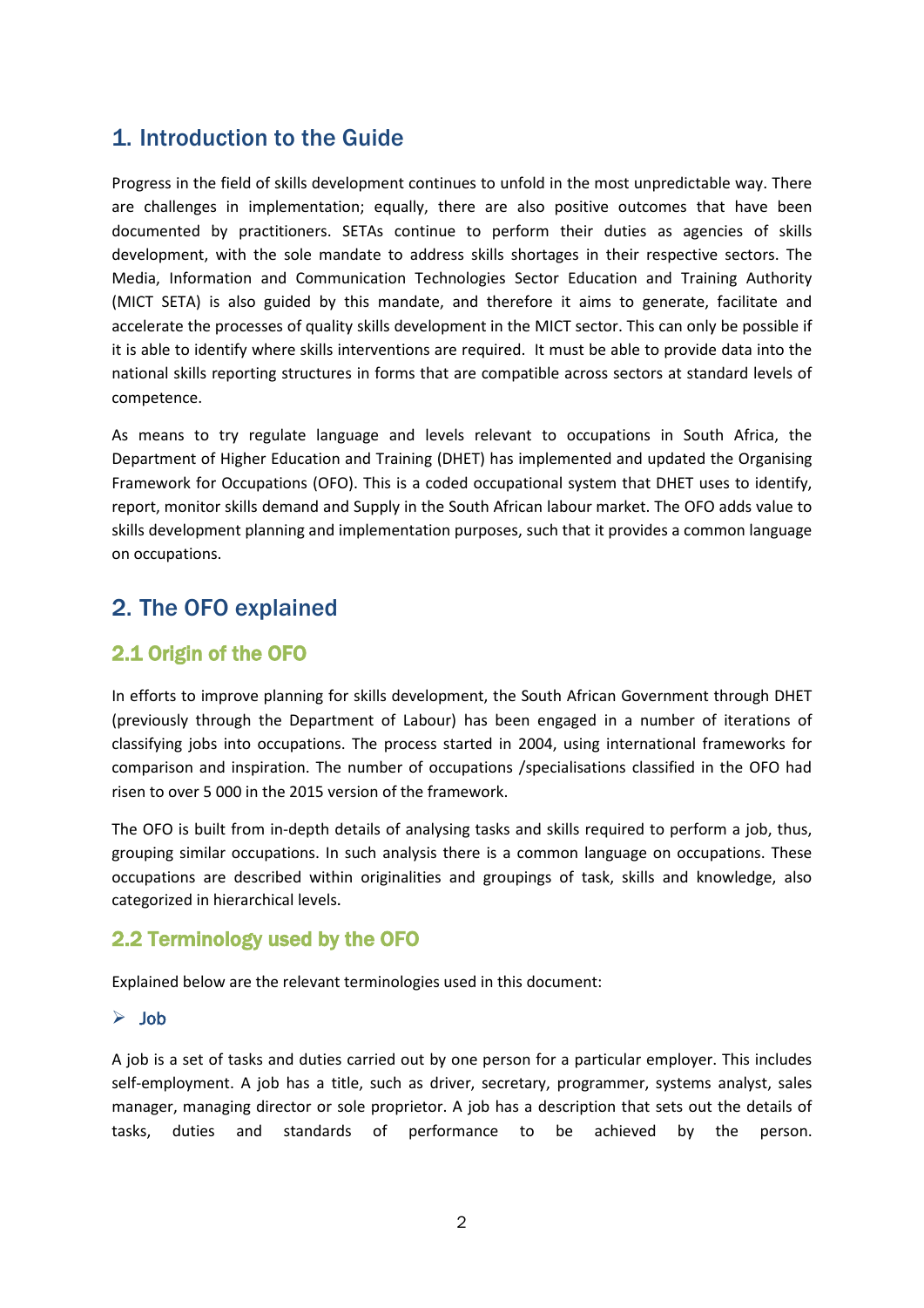# 1. Introduction to the Guide

Progress in the field of skills development continues to unfold in the most unpredictable way. There are challenges in implementation; equally, there are also positive outcomes that have been documented by practitioners. SETAs continue to perform their duties as agencies of skills development, with the sole mandate to address skills shortages in their respective sectors. The Media, Information and Communication Technologies Sector Education and Training Authority (MICT SETA) is also guided by this mandate, and therefore it aims to generate, facilitate and accelerate the processes of quality skills development in the MICT sector. This can only be possible if it is able to identify where skills interventions are required. It must be able to provide data into the national skills reporting structures in forms that are compatible across sectors at standard levels of competence.

As means to try regulate language and levels relevant to occupations in South Africa, the Department of Higher Education and Training (DHET) has implemented and updated the Organising Framework for Occupations (OFO). This is a coded occupational system that DHET uses to identify, report, monitor skills demand and Supply in the South African labour market. The OFO adds value to skills development planning and implementation purposes, such that it provides a common language on occupations.

# 2. The OFO explained

## 2.1 Origin of the OFO

In efforts to improve planning for skills development, the South African Government through DHET (previously through the Department of Labour) has been engaged in a number of iterations of classifying jobs into occupations. The process started in 2004, using international frameworks for comparison and inspiration. The number of occupations /specialisations classified in the OFO had risen to over 5 000 in the 2015 version of the framework.

The OFO is built from in-depth details of analysing tasks and skills required to perform a job, thus, grouping similar occupations. In such analysis there is a common language on occupations. These occupations are described within originalities and groupings of task, skills and knowledge, also categorized in hierarchical levels.

## 2.2 Terminology used by the OFO

Explained below are the relevant terminologies used in this document:

### Job

A job is a set of tasks and duties carried out by one person for a particular employer. This includes self-employment. A job has a title, such as driver, secretary, programmer, systems analyst, sales manager, managing director or sole proprietor. A job has a description that sets out the details of tasks, duties and standards of performance to be achieved by the person.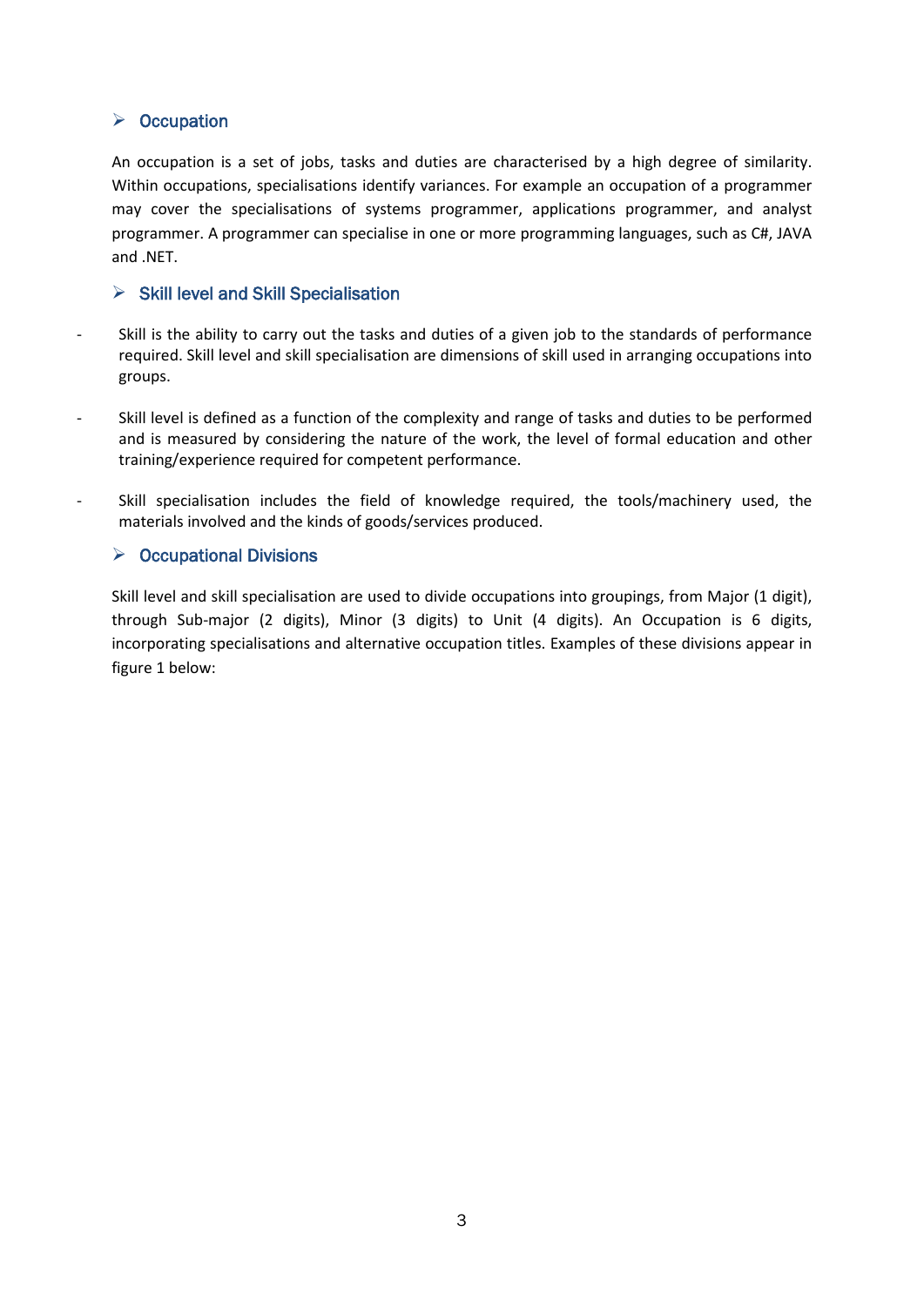## ➢ Occupation

An occupation is a set of jobs, tasks and duties are characterised by a high degree of similarity. Within occupations, specialisations identify variances. For example an occupation of a programmer may cover the specialisations of systems programmer, applications programmer, and analyst programmer. A programmer can specialise in one or more programming languages, such as C#, JAVA and .NET.

## ➢ Skill level and Skill Specialisation

- Skill is the ability to carry out the tasks and duties of a given job to the standards of performance required. Skill level and skill specialisation are dimensions of skill used in arranging occupations into groups.
- Skill level is defined as a function of the complexity and range of tasks and duties to be performed and is measured by considering the nature of the work, the level of formal education and other training/experience required for competent performance.
- Skill specialisation includes the field of knowledge required, the tools/machinery used, the materials involved and the kinds of goods/services produced.

## ➢ Occupational Divisions

Skill level and skill specialisation are used to divide occupations into groupings, from Major (1 digit), through Sub-major (2 digits), Minor (3 digits) to Unit (4 digits). An Occupation is 6 digits, incorporating specialisations and alternative occupation titles. Examples of these divisions appear in figure 1 below: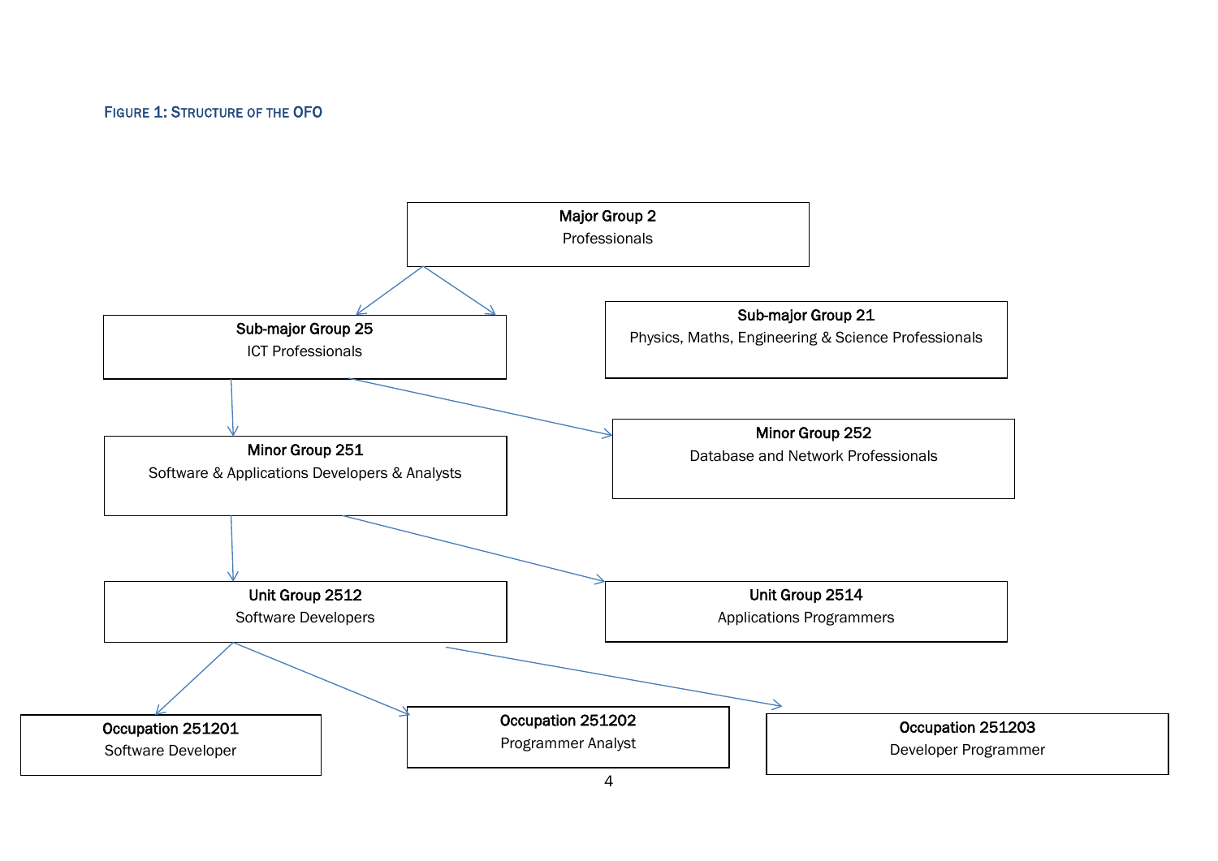**Figure 1: Structure of the OFO**

**Major Group 2**
Professionals

**Sub-major Group 25**
ICT Professionals

**Sub-major Group 21**
Physics, Maths, Engineering & Science Professionals

**Minor Group 251**
Software & Applications Developers & Analysts

**Minor Group 252**
Database and Network Professionals

**Unit Group 2512**
Software Developers

**Unit Group 2514**
Applications Programmers

**Occupation 251201**
Software Developer

**Occupation 251202**
Programmer Analyst

**Occupation 251203**
Developer Programmer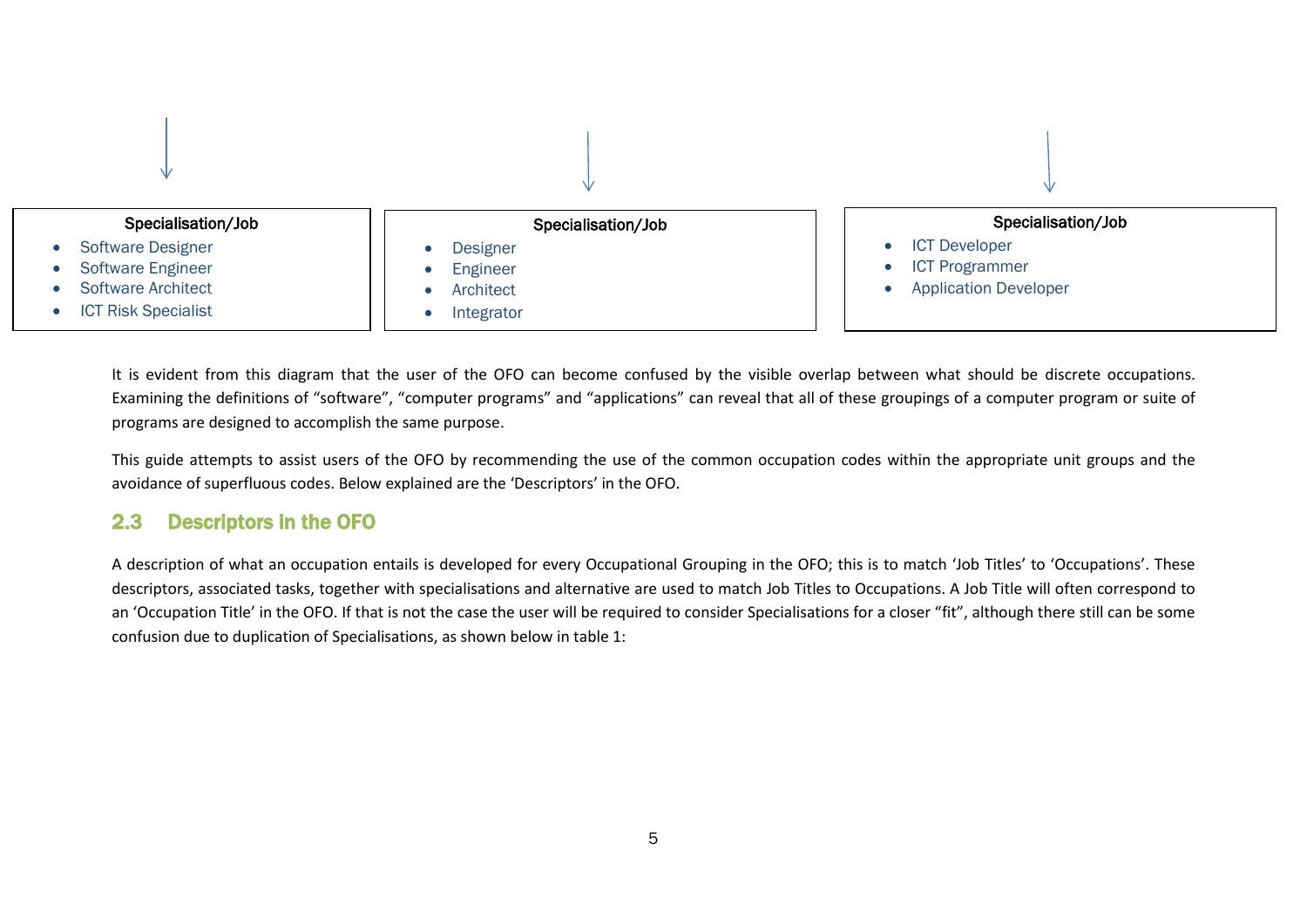**Specialisation/Job**

- Software Designer
- Software Engineer
- Software Architect
- ICT Risk Specialist

**Specialisation/Job**

- Designer
- Engineer
- Architect
- Integrator

**Specialisation/Job**

- ICT Developer
- ICT Programmer
- Application Developer

It is evident from this diagram that the user of the OFO can become confused by the visible overlap between what should be discrete occupations. Examining the definitions of "software", "computer programs" and "applications" can reveal that all of these groupings of a computer program or suite of programs are designed to accomplish the same purpose.

This guide attempts to assist users of the OFO by recommending the use of the common occupation codes within the appropriate unit groups and the avoidance of superfluous codes. Below explained are the 'Descriptors' in the OFO.

## 2.3 Descriptors in the OFO

A description of what an occupation entails is developed for every Occupational Grouping in the OFO; this is to match 'Job Titles' to 'Occupations'. These descriptors, associated tasks, together with specialisations and alternative are used to match Job Titles to Occupations. A Job Title will often correspond to an 'Occupation Title' in the OFO. If that is not the case the user will be required to consider Specialisations for a closer "fit", although there still can be some confusion due to duplication of Specialisations, as shown below in table 1: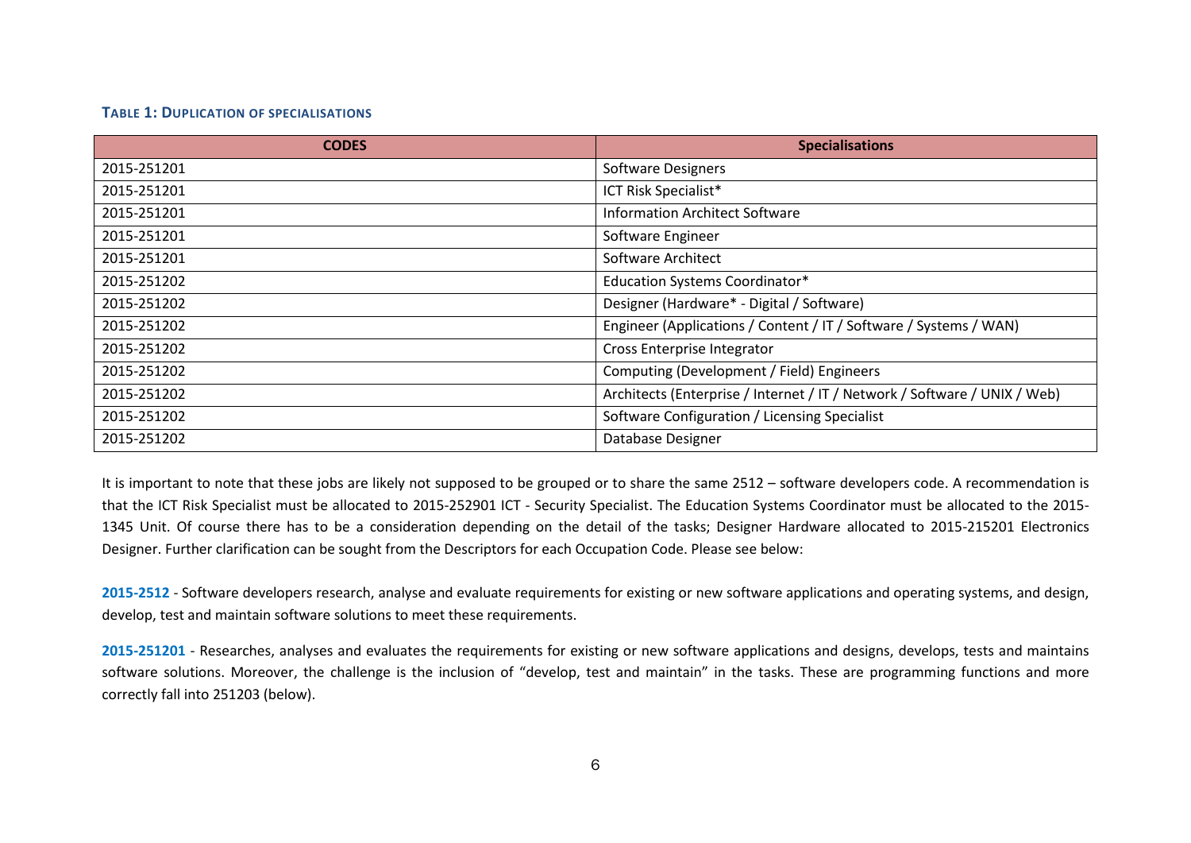#### TABLE 1: DUPLICATION OF SPECIALISATIONS

| CODES | Specialisations |
|---|---|
| 2015-251201 | Software Designers |
| 2015-251201 | ICT Risk Specialist* |
| 2015-251201 | Information Architect Software |
| 2015-251201 | Software Engineer |
| 2015-251201 | Software Architect |
| 2015-251202 | Education Systems Coordinator* |
| 2015-251202 | Designer (Hardware* - Digital / Software) |
| 2015-251202 | Engineer (Applications / Content / IT / Software / Systems / WAN) |
| 2015-251202 | Cross Enterprise Integrator |
| 2015-251202 | Computing (Development / Field) Engineers |
| 2015-251202 | Architects (Enterprise / Internet / IT / Network / Software / UNIX / Web) |
| 2015-251202 | Software Configuration / Licensing Specialist |
| 2015-251202 | Database Designer |

It is important to note that these jobs are likely not supposed to be grouped or to share the same 2512 – software developers code. A recommendation is that the ICT Risk Specialist must be allocated to 2015-252901 ICT - Security Specialist. The Education Systems Coordinator must be allocated to the 2015-1345 Unit. Of course there has to be a consideration depending on the detail of the tasks; Designer Hardware allocated to 2015-215201 Electronics Designer. Further clarification can be sought from the Descriptors for each Occupation Code. Please see below:

**2015-2512** - Software developers research, analyse and evaluate requirements for existing or new software applications and operating systems, and design, develop, test and maintain software solutions to meet these requirements.

**2015-251201** - Researches, analyses and evaluates the requirements for existing or new software applications and designs, develops, tests and maintains software solutions. Moreover, the challenge is the inclusion of "develop, test and maintain" in the tasks. These are programming functions and more correctly fall into 251203 (below).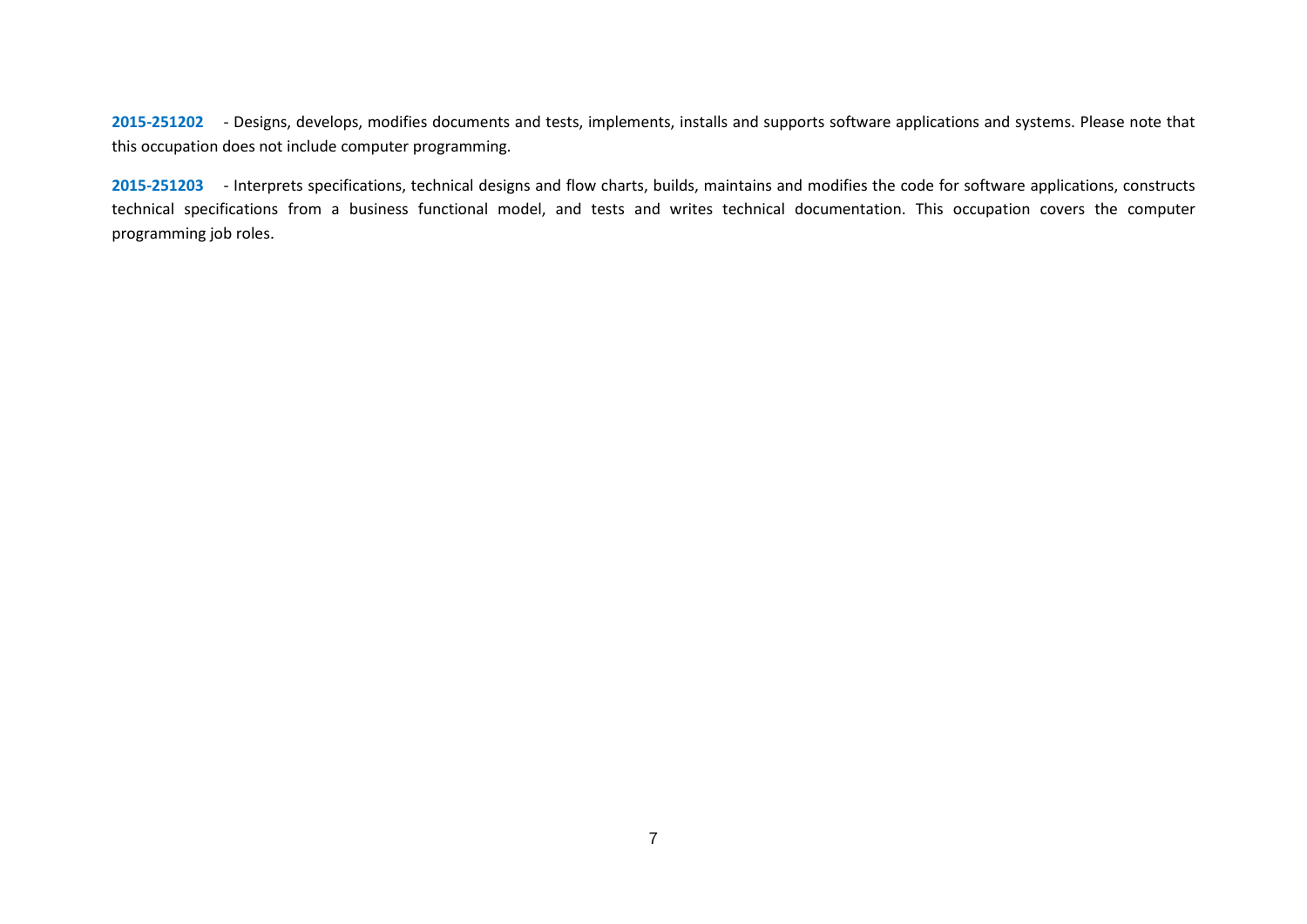**2015-251202** - Designs, develops, modifies documents and tests, implements, installs and supports software applications and systems. Please note that this occupation does not include computer programming.

**2015-251203** - Interprets specifications, technical designs and flow charts, builds, maintains and modifies the code for software applications, constructs technical specifications from a business functional model, and tests and writes technical documentation. This occupation covers the computer programming job roles.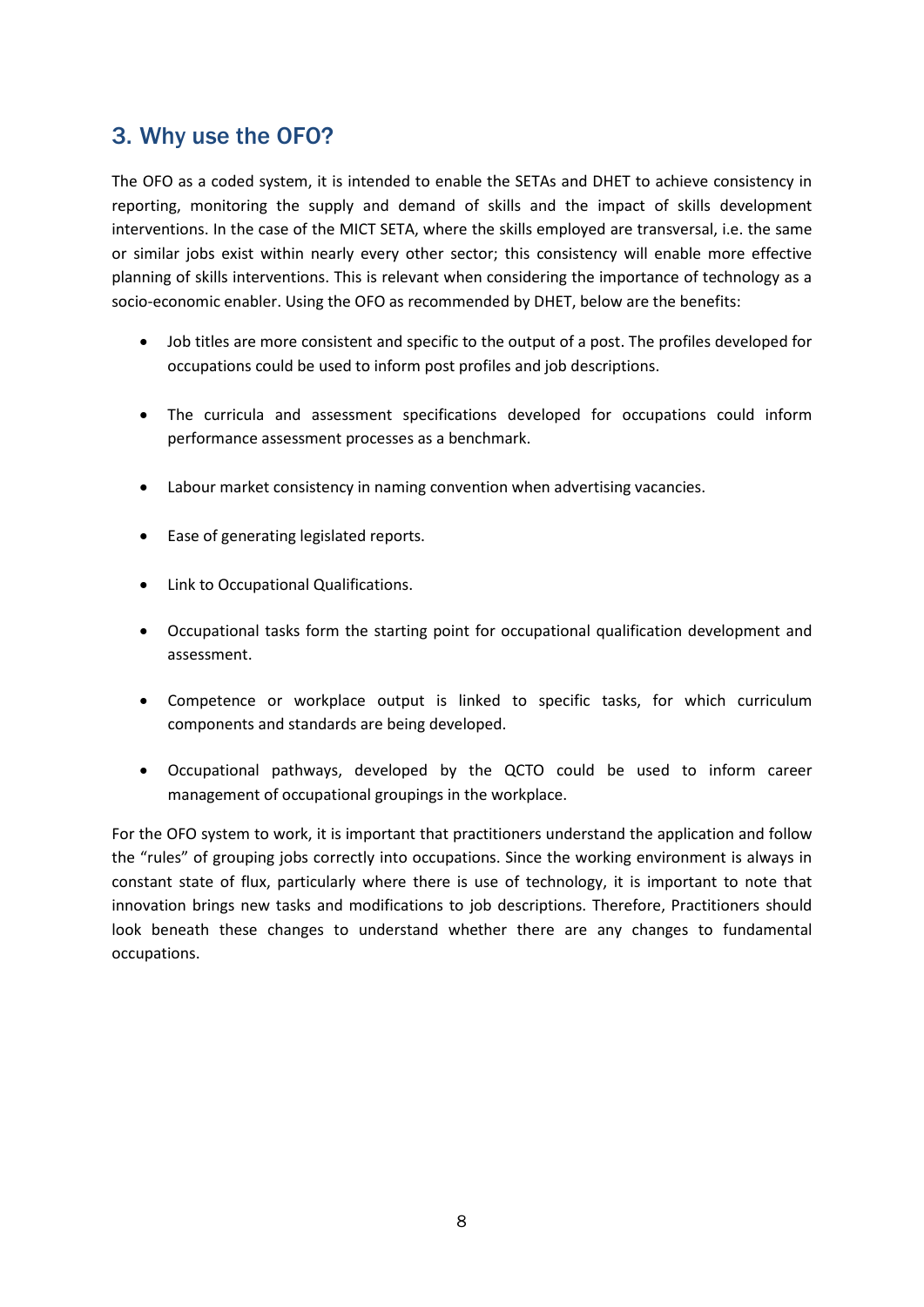## 3. Why use the OFO?

The OFO as a coded system, it is intended to enable the SETAs and DHET to achieve consistency in reporting, monitoring the supply and demand of skills and the impact of skills development interventions. In the case of the MICT SETA, where the skills employed are transversal, i.e. the same or similar jobs exist within nearly every other sector; this consistency will enable more effective planning of skills interventions. This is relevant when considering the importance of technology as a socio-economic enabler. Using the OFO as recommended by DHET, below are the benefits:

- Job titles are more consistent and specific to the output of a post. The profiles developed for occupations could be used to inform post profiles and job descriptions.
- The curricula and assessment specifications developed for occupations could inform performance assessment processes as a benchmark.
- Labour market consistency in naming convention when advertising vacancies.
- Ease of generating legislated reports.
- Link to Occupational Qualifications.
- Occupational tasks form the starting point for occupational qualification development and assessment.
- Competence or workplace output is linked to specific tasks, for which curriculum components and standards are being developed.
- Occupational pathways, developed by the QCTO could be used to inform career management of occupational groupings in the workplace.

For the OFO system to work, it is important that practitioners understand the application and follow the "rules" of grouping jobs correctly into occupations. Since the working environment is always in constant state of flux, particularly where there is use of technology, it is important to note that innovation brings new tasks and modifications to job descriptions. Therefore, Practitioners should look beneath these changes to understand whether there are any changes to fundamental occupations.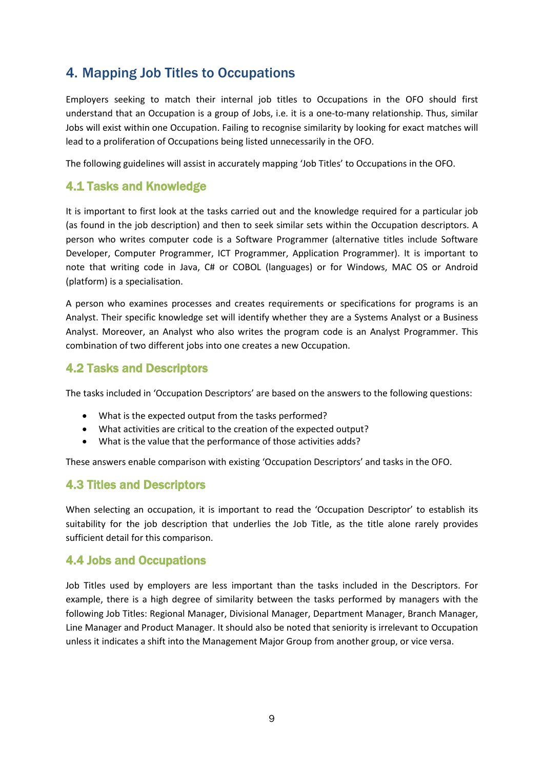# 4. Mapping Job Titles to Occupations

Employers seeking to match their internal job titles to Occupations in the OFO should first understand that an Occupation is a group of Jobs, i.e. it is a one-to-many relationship. Thus, similar Jobs will exist within one Occupation. Failing to recognise similarity by looking for exact matches will lead to a proliferation of Occupations being listed unnecessarily in the OFO.

The following guidelines will assist in accurately mapping 'Job Titles' to Occupations in the OFO.

## 4.1 Tasks and Knowledge

It is important to first look at the tasks carried out and the knowledge required for a particular job (as found in the job description) and then to seek similar sets within the Occupation descriptors. A person who writes computer code is a Software Programmer (alternative titles include Software Developer, Computer Programmer, ICT Programmer, Application Programmer). It is important to note that writing code in Java, C# or COBOL (languages) or for Windows, MAC OS or Android (platform) is a specialisation.

A person who examines processes and creates requirements or specifications for programs is an Analyst. Their specific knowledge set will identify whether they are a Systems Analyst or a Business Analyst. Moreover, an Analyst who also writes the program code is an Analyst Programmer. This combination of two different jobs into one creates a new Occupation.

## 4.2 Tasks and Descriptors

The tasks included in 'Occupation Descriptors' are based on the answers to the following questions:

- What is the expected output from the tasks performed?
- What activities are critical to the creation of the expected output?
- What is the value that the performance of those activities adds?

These answers enable comparison with existing 'Occupation Descriptors' and tasks in the OFO.

## 4.3 Titles and Descriptors

When selecting an occupation, it is important to read the 'Occupation Descriptor' to establish its suitability for the job description that underlies the Job Title, as the title alone rarely provides sufficient detail for this comparison.

## 4.4 Jobs and Occupations

Job Titles used by employers are less important than the tasks included in the Descriptors. For example, there is a high degree of similarity between the tasks performed by managers with the following Job Titles: Regional Manager, Divisional Manager, Department Manager, Branch Manager, Line Manager and Product Manager. It should also be noted that seniority is irrelevant to Occupation unless it indicates a shift into the Management Major Group from another group, or vice versa.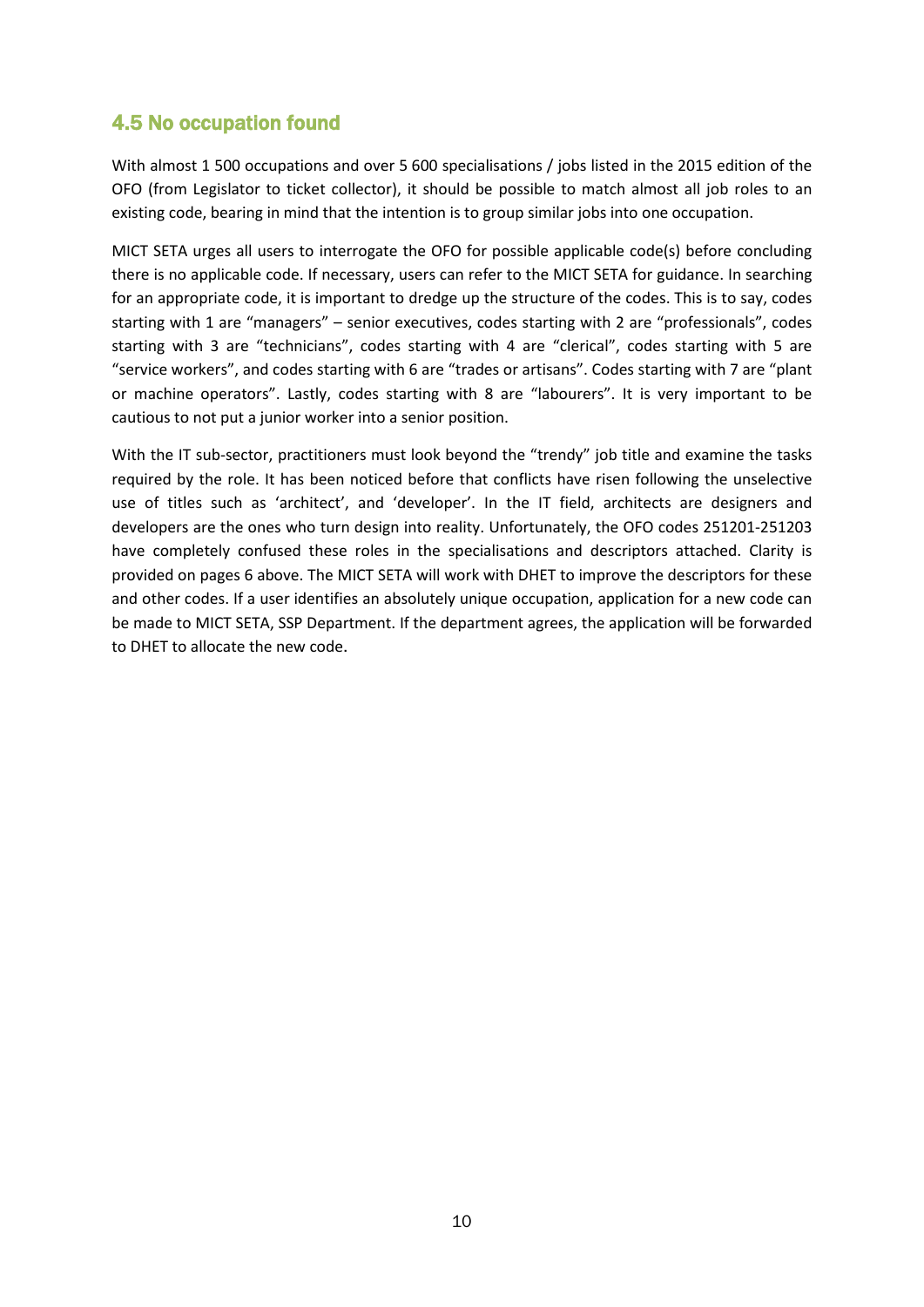## 4.5 No occupation found

With almost 1 500 occupations and over 5 600 specialisations / jobs listed in the 2015 edition of the OFO (from Legislator to ticket collector), it should be possible to match almost all job roles to an existing code, bearing in mind that the intention is to group similar jobs into one occupation.

MICT SETA urges all users to interrogate the OFO for possible applicable code(s) before concluding there is no applicable code. If necessary, users can refer to the MICT SETA for guidance. In searching for an appropriate code, it is important to dredge up the structure of the codes. This is to say, codes starting with 1 are "managers" – senior executives, codes starting with 2 are "professionals", codes starting with 3 are "technicians", codes starting with 4 are "clerical", codes starting with 5 are "service workers", and codes starting with 6 are "trades or artisans". Codes starting with 7 are "plant or machine operators". Lastly, codes starting with 8 are "labourers". It is very important to be cautious to not put a junior worker into a senior position.

With the IT sub-sector, practitioners must look beyond the "trendy" job title and examine the tasks required by the role. It has been noticed before that conflicts have risen following the unselective use of titles such as 'architect', and 'developer'. In the IT field, architects are designers and developers are the ones who turn design into reality. Unfortunately, the OFO codes 251201-251203 have completely confused these roles in the specialisations and descriptors attached. Clarity is provided on pages 6 above. The MICT SETA will work with DHET to improve the descriptors for these and other codes. If a user identifies an absolutely unique occupation, application for a new code can be made to MICT SETA, SSP Department. If the department agrees, the application will be forwarded to DHET to allocate the new code.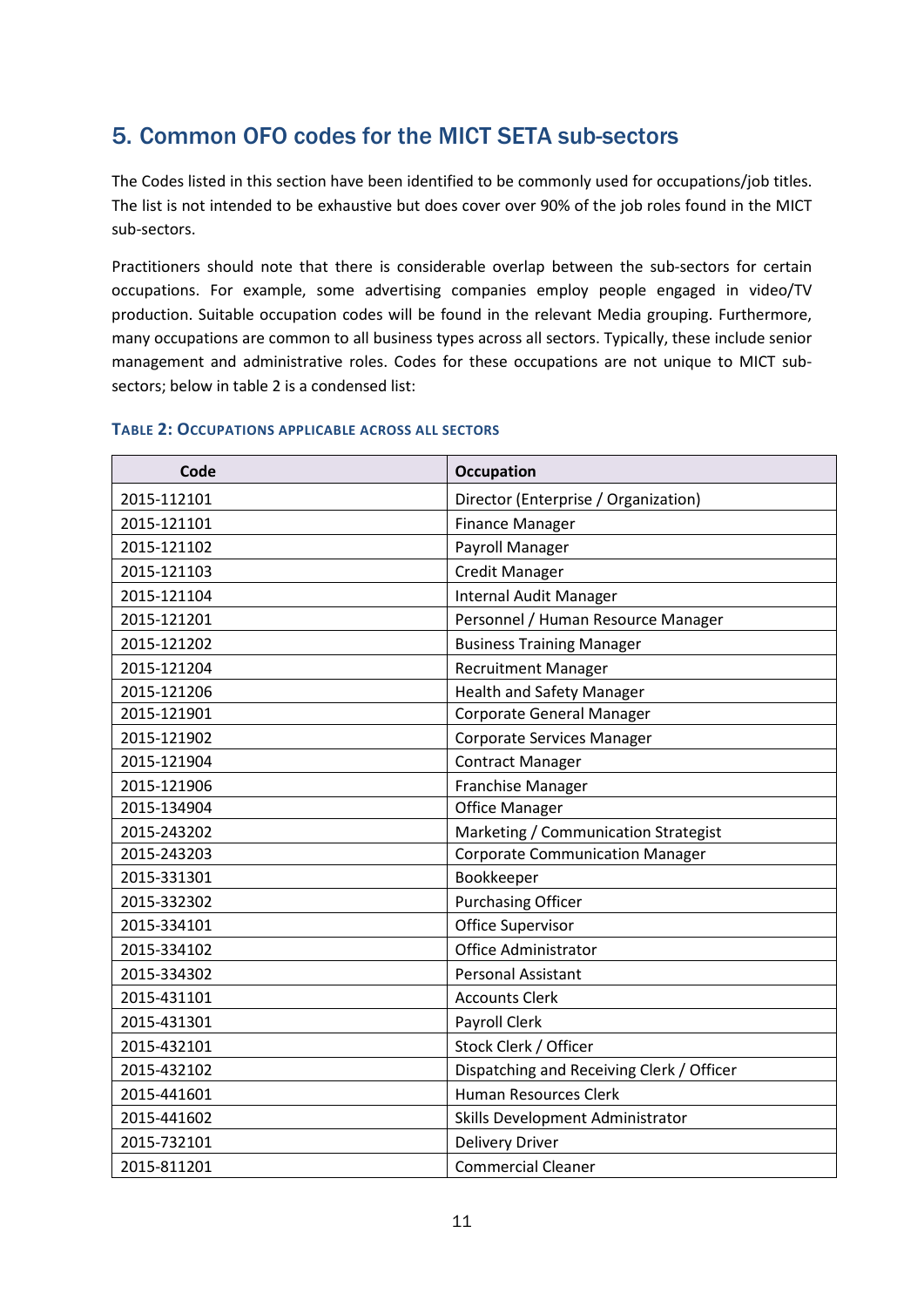## 5. Common OFO codes for the MICT SETA sub-sectors

The Codes listed in this section have been identified to be commonly used for occupations/job titles. The list is not intended to be exhaustive but does cover over 90% of the job roles found in the MICT sub-sectors.

Practitioners should note that there is considerable overlap between the sub-sectors for certain occupations. For example, some advertising companies employ people engaged in video/TV production. Suitable occupation codes will be found in the relevant Media grouping. Furthermore, many occupations are common to all business types across all sectors. Typically, these include senior management and administrative roles. Codes for these occupations are not unique to MICT sub-sectors; below in table 2 is a condensed list:

**Table 2: Occupations applicable across all sectors**

| Code | Occupation |
|---|---|
| 2015-112101 | Director (Enterprise / Organization) |
| 2015-121101 | Finance Manager |
| 2015-121102 | Payroll Manager |
| 2015-121103 | Credit Manager |
| 2015-121104 | Internal Audit Manager |
| 2015-121201 | Personnel / Human Resource Manager |
| 2015-121202 | Business Training Manager |
| 2015-121204 | Recruitment Manager |
| 2015-121206 | Health and Safety Manager |
| 2015-121901 | Corporate General Manager |
| 2015-121902 | Corporate Services Manager |
| 2015-121904 | Contract Manager |
| 2015-121906 | Franchise Manager |
| 2015-134904 | Office Manager |
| 2015-243202 | Marketing / Communication Strategist |
| 2015-243203 | Corporate Communication Manager |
| 2015-331301 | Bookkeeper |
| 2015-332302 | Purchasing Officer |
| 2015-334101 | Office Supervisor |
| 2015-334102 | Office Administrator |
| 2015-334302 | Personal Assistant |
| 2015-431101 | Accounts Clerk |
| 2015-431301 | Payroll Clerk |
| 2015-432101 | Stock Clerk / Officer |
| 2015-432102 | Dispatching and Receiving Clerk / Officer |
| 2015-441601 | Human Resources Clerk |
| 2015-441602 | Skills Development Administrator |
| 2015-732101 | Delivery Driver |
| 2015-811201 | Commercial Cleaner |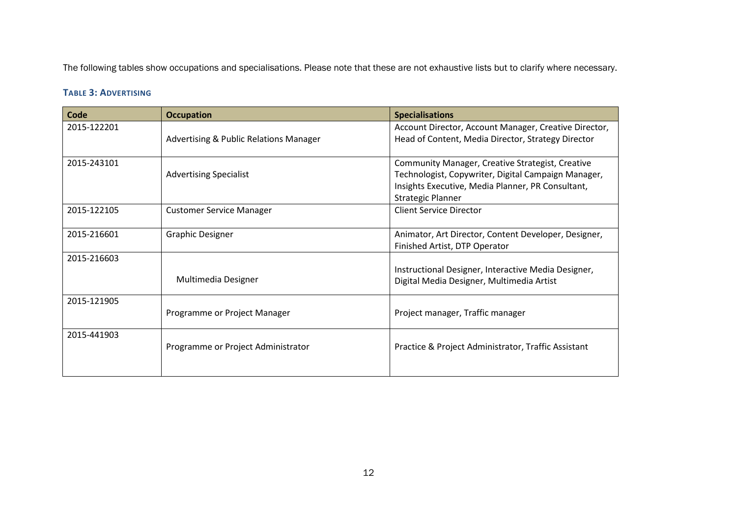The following tables show occupations and specialisations. Please note that these are not exhaustive lists but to clarify where necessary.

#### TABLE 3: ADVERTISING

| Code | Occupation | Specialisations |
|---|---|---|
| 2015-122201 | Advertising & Public Relations Manager | Account Director, Account Manager, Creative Director, Head of Content, Media Director, Strategy Director |
| 2015-243101 | Advertising Specialist | Community Manager, Creative Strategist, Creative Technologist, Copywriter, Digital Campaign Manager, Insights Executive, Media Planner, PR Consultant, Strategic Planner |
| 2015-122105 | Customer Service Manager | Client Service Director |
| 2015-216601 | Graphic Designer | Animator, Art Director, Content Developer, Designer, Finished Artist, DTP Operator |
| 2015-216603 | Multimedia Designer | Instructional Designer, Interactive Media Designer, Digital Media Designer, Multimedia Artist |
| 2015-121905 | Programme or Project Manager | Project manager, Traffic manager |
| 2015-441903 | Programme or Project Administrator | Practice & Project Administrator, Traffic Assistant |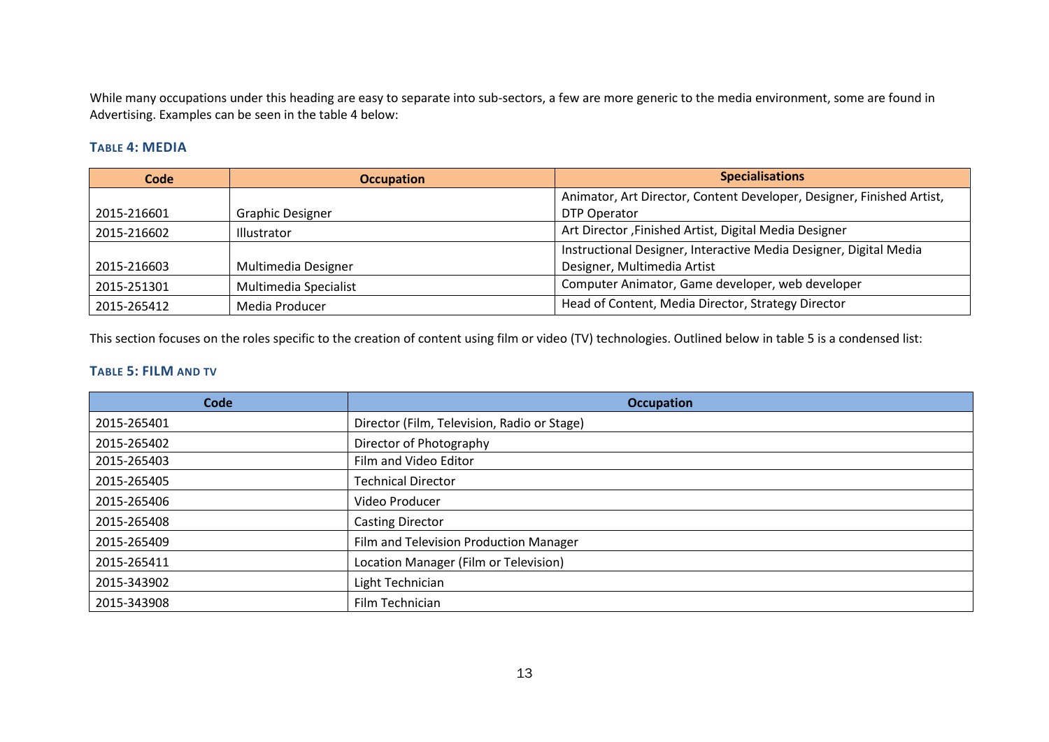While many occupations under this heading are easy to separate into sub-sectors, a few are more generic to the media environment, some are found in Advertising. Examples can be seen in the table 4 below:

### Table 4: MEDIA

| Code | Occupation | Specialisations |
|---|---|---|
| 2015-216601 | Graphic Designer | Animator, Art Director, Content Developer, Designer, Finished Artist, DTP Operator |
| 2015-216602 | Illustrator | Art Director ,Finished Artist, Digital Media Designer |
| 2015-216603 | Multimedia Designer | Instructional Designer, Interactive Media Designer, Digital Media Designer, Multimedia Artist |
| 2015-251301 | Multimedia Specialist | Computer Animator, Game developer, web developer |
| 2015-265412 | Media Producer | Head of Content, Media Director, Strategy Director |

This section focuses on the roles specific to the creation of content using film or video (TV) technologies. Outlined below in table 5 is a condensed list:

### Table 5: FILM and TV

| Code | Occupation |
|---|---|
| 2015-265401 | Director (Film, Television, Radio or Stage) |
| 2015-265402 | Director of Photography |
| 2015-265403 | Film and Video Editor |
| 2015-265405 | Technical Director |
| 2015-265406 | Video Producer |
| 2015-265408 | Casting Director |
| 2015-265409 | Film and Television Production Manager |
| 2015-265411 | Location Manager (Film or Television) |
| 2015-343902 | Light Technician |
| 2015-343908 | Film Technician |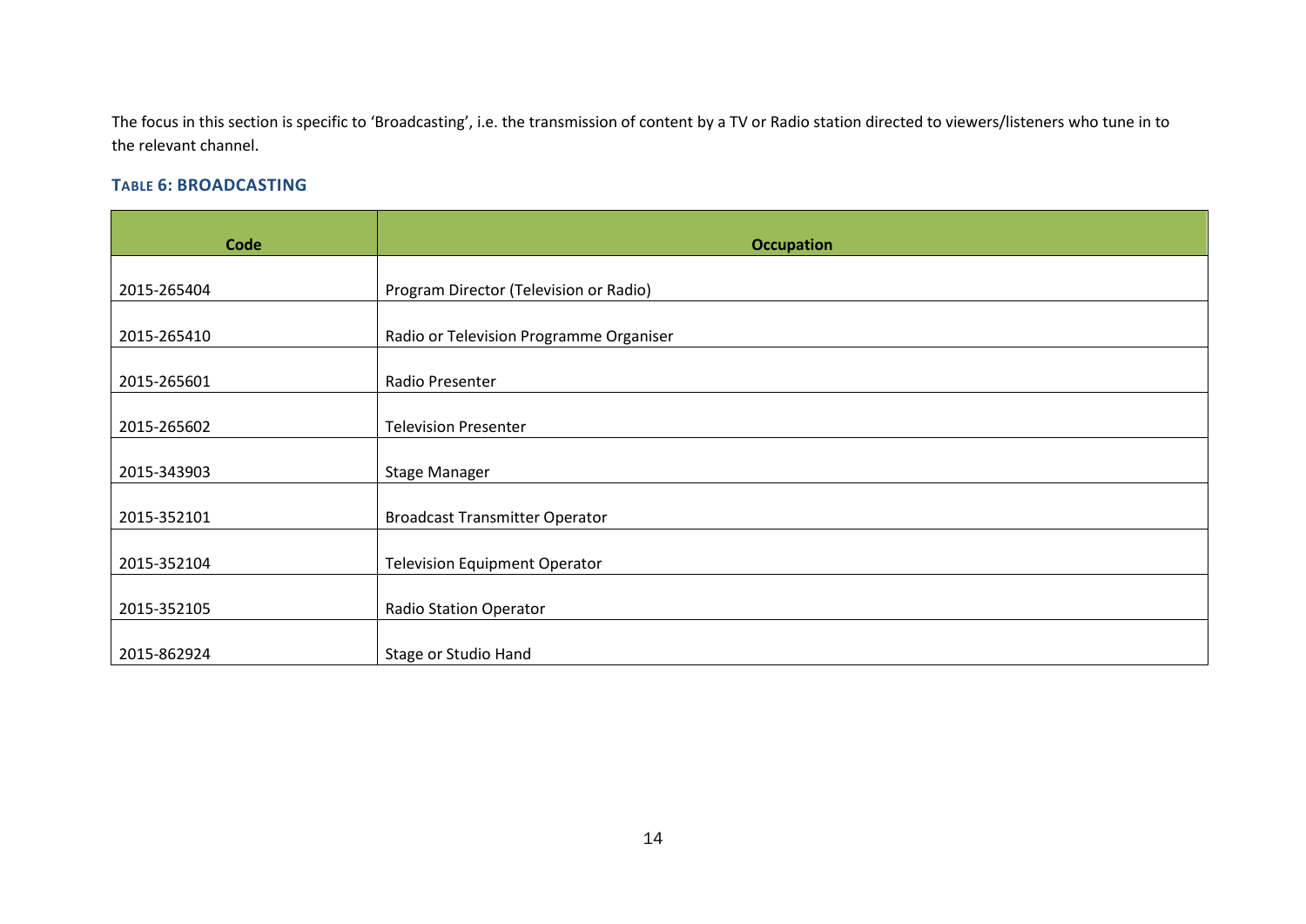The focus in this section is specific to 'Broadcasting', i.e. the transmission of content by a TV or Radio station directed to viewers/listeners who tune in to the relevant channel.

### TABLE 6: BROADCASTING

| Code | Occupation |
|---|---|
| 2015-265404 | Program Director (Television or Radio) |
| 2015-265410 | Radio or Television Programme Organiser |
| 2015-265601 | Radio Presenter |
| 2015-265602 | Television Presenter |
| 2015-343903 | Stage Manager |
| 2015-352101 | Broadcast Transmitter Operator |
| 2015-352104 | Television Equipment Operator |
| 2015-352105 | Radio Station Operator |
| 2015-862924 | Stage or Studio Hand |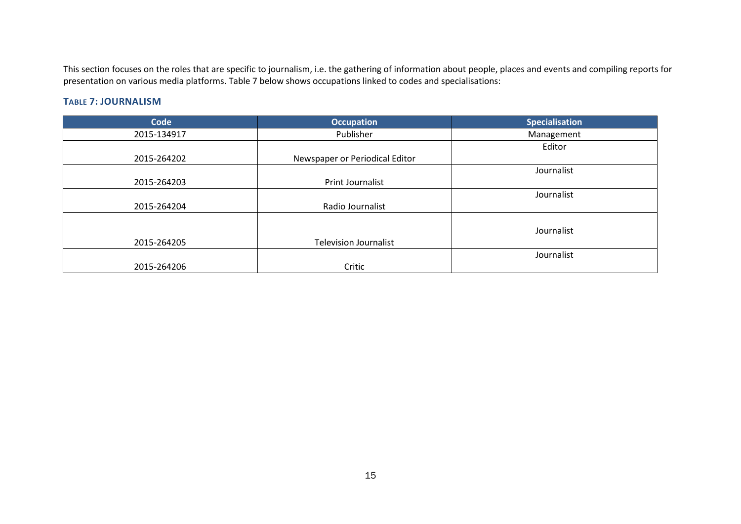This section focuses on the roles that are specific to journalism, i.e. the gathering of information about people, places and events and compiling reports for presentation on various media platforms. Table 7 below shows occupations linked to codes and specialisations:

### Table 7: Journalism

| Code | Occupation | Specialisation |
|---|---|---|
| 2015-134917 | Publisher | Management |
| 2015-264202 | Newspaper or Periodical Editor | Editor |
| 2015-264203 | Print Journalist | Journalist |
| 2015-264204 | Radio Journalist | Journalist |
| 2015-264205 | Television Journalist | Journalist |
| 2015-264206 | Critic | Journalist |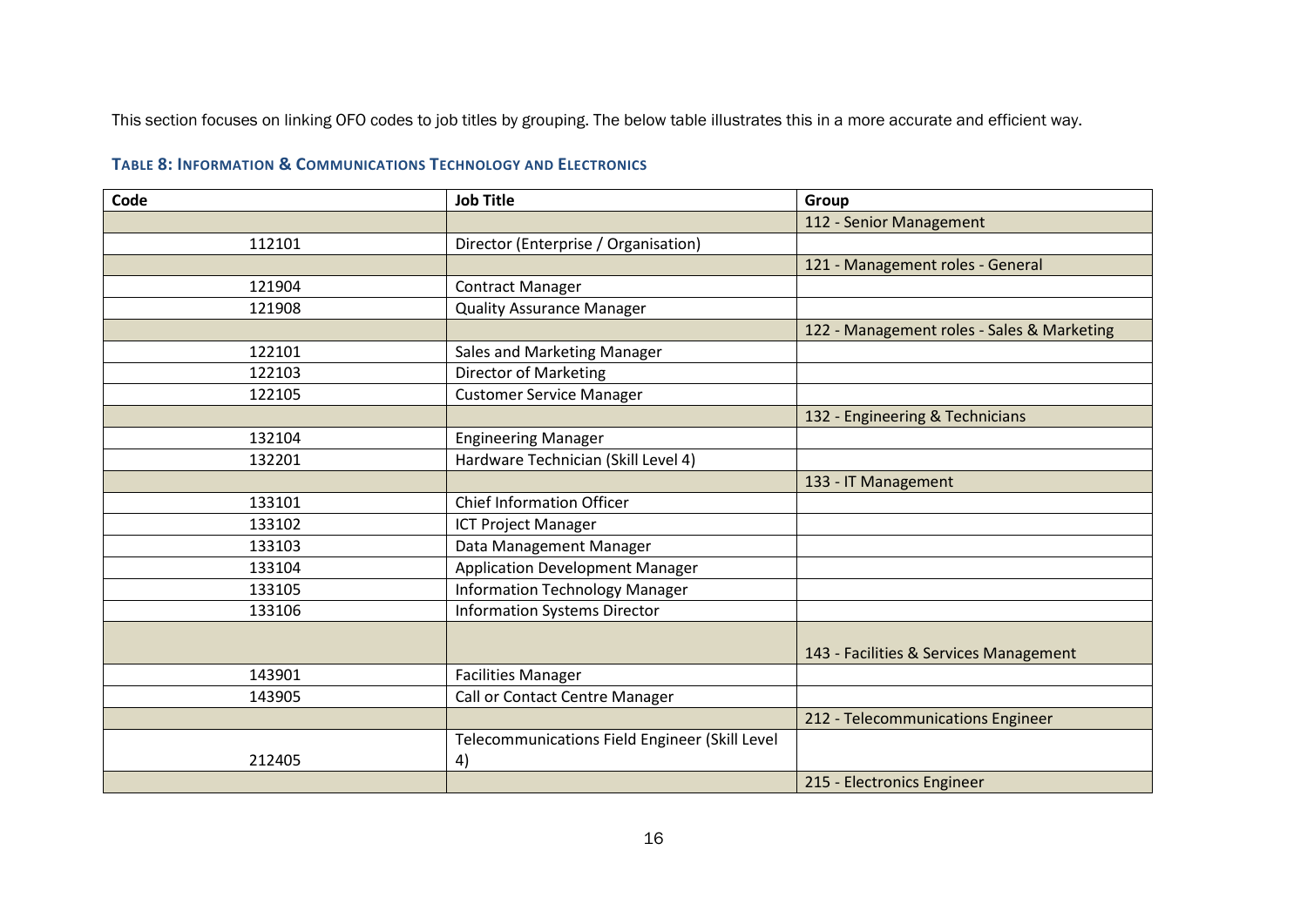This section focuses on linking OFO codes to job titles by grouping. The below table illustrates this in a more accurate and efficient way.

**TABLE 8: INFORMATION & COMMUNICATIONS TECHNOLOGY AND ELECTRONICS**

| Code | Job Title | Group |
|---|---|---|
| | | 112 - Senior Management |
| 112101 | Director (Enterprise / Organisation) | |
| | | 121 - Management roles - General |
| 121904 | Contract Manager | |
| 121908 | Quality Assurance Manager | |
| | | 122 - Management roles - Sales & Marketing |
| 122101 | Sales and Marketing Manager | |
| 122103 | Director of Marketing | |
| 122105 | Customer Service Manager | |
| | | 132 - Engineering & Technicians |
| 132104 | Engineering Manager | |
| 132201 | Hardware Technician (Skill Level 4) | |
| | | 133 - IT Management |
| 133101 | Chief Information Officer | |
| 133102 | ICT Project Manager | |
| 133103 | Data Management Manager | |
| 133104 | Application Development Manager | |
| 133105 | Information Technology Manager | |
| 133106 | Information Systems Director | |
| | | 143 - Facilities & Services Management |
| 143901 | Facilities Manager | |
| 143905 | Call or Contact Centre Manager | |
| | | 212 - Telecommunications Engineer |
| 212405 | Telecommunications Field Engineer (Skill Level 4) | |
| | | 215 - Electronics Engineer |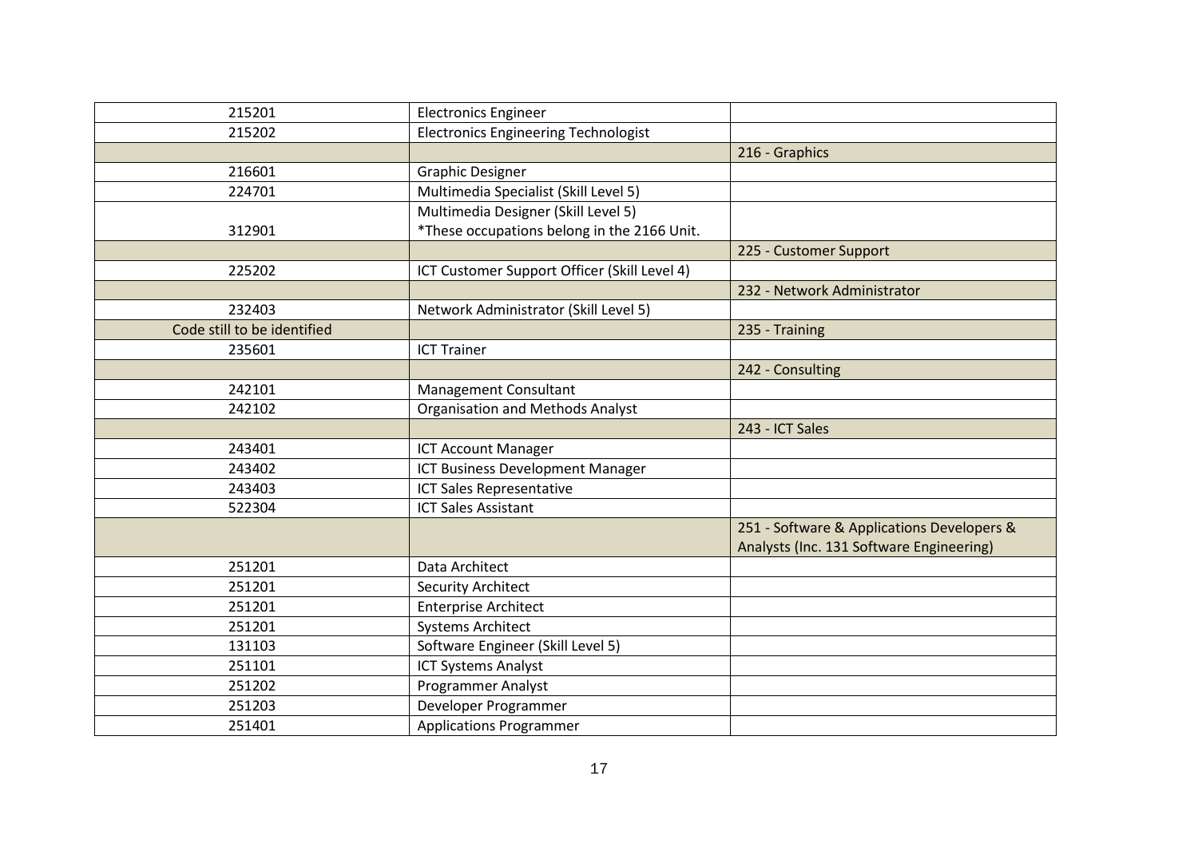| | | |
|---|---|---|
| 215201 | Electronics Engineer | |
| 215202 | Electronics Engineering Technologist | |
| | | 216 - Graphics |
| 216601 | Graphic Designer | |
| 224701 | Multimedia Specialist (Skill Level 5) | |
| 312901 | Multimedia Designer (Skill Level 5) *These occupations belong in the 2166 Unit. | |
| | | 225 - Customer Support |
| 225202 | ICT Customer Support Officer (Skill Level 4) | |
| | | 232 - Network Administrator |
| 232403 | Network Administrator (Skill Level 5) | |
| Code still to be identified | | 235 - Training |
| 235601 | ICT Trainer | |
| | | 242 - Consulting |
| 242101 | Management Consultant | |
| 242102 | Organisation and Methods Analyst | |
| | | 243 - ICT Sales |
| 243401 | ICT Account Manager | |
| 243402 | ICT Business Development Manager | |
| 243403 | ICT Sales Representative | |
| 522304 | ICT Sales Assistant | |
| | | 251 - Software & Applications Developers & Analysts (Inc. 131 Software Engineering) |
| 251201 | Data Architect | |
| 251201 | Security Architect | |
| 251201 | Enterprise Architect | |
| 251201 | Systems Architect | |
| 131103 | Software Engineer (Skill Level 5) | |
| 251101 | ICT Systems Analyst | |
| 251202 | Programmer Analyst | |
| 251203 | Developer Programmer | |
| 251401 | Applications Programmer | |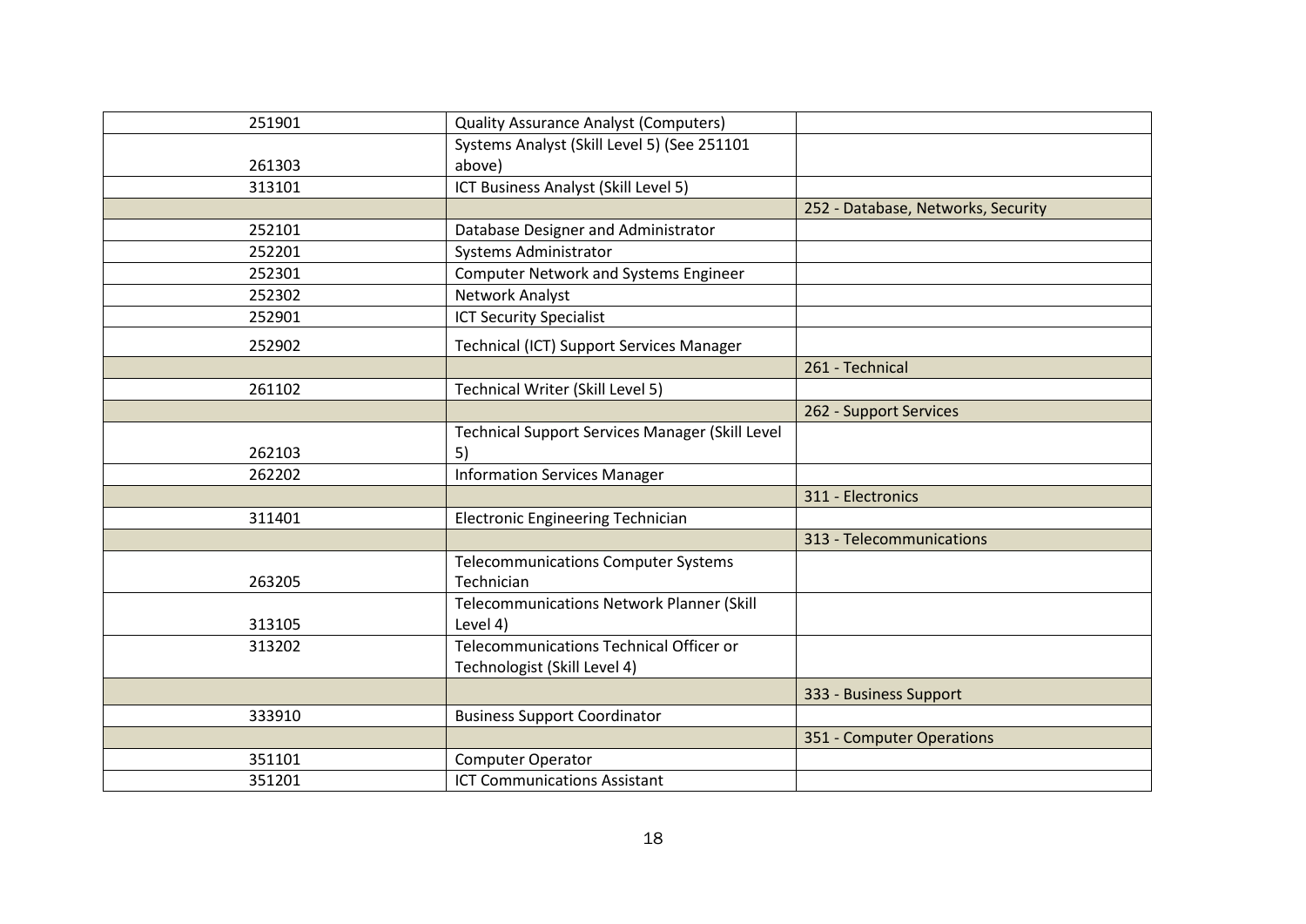| | | |
|---|---|---|
| 251901 | Quality Assurance Analyst (Computers) | |
| 261303 | Systems Analyst (Skill Level 5) (See 251101 above) | |
| 313101 | ICT Business Analyst (Skill Level 5) | |
| | | 252 - Database, Networks, Security |
| 252101 | Database Designer and Administrator | |
| 252201 | Systems Administrator | |
| 252301 | Computer Network and Systems Engineer | |
| 252302 | Network Analyst | |
| 252901 | ICT Security Specialist | |
| 252902 | Technical (ICT) Support Services Manager | |
| | | 261 - Technical |
| 261102 | Technical Writer (Skill Level 5) | |
| | | 262 - Support Services |
| 262103 | Technical Support Services Manager (Skill Level 5) | |
| 262202 | Information Services Manager | |
| | | 311 - Electronics |
| 311401 | Electronic Engineering Technician | |
| | | 313 - Telecommunications |
| 263205 | Telecommunications Computer Systems Technician | |
| 313105 | Telecommunications Network Planner (Skill Level 4) | |
| 313202 | Telecommunications Technical Officer or Technologist (Skill Level 4) | |
| | | 333 - Business Support |
| 333910 | Business Support Coordinator | |
| | | 351 - Computer Operations |
| 351101 | Computer Operator | |
| 351201 | ICT Communications Assistant | |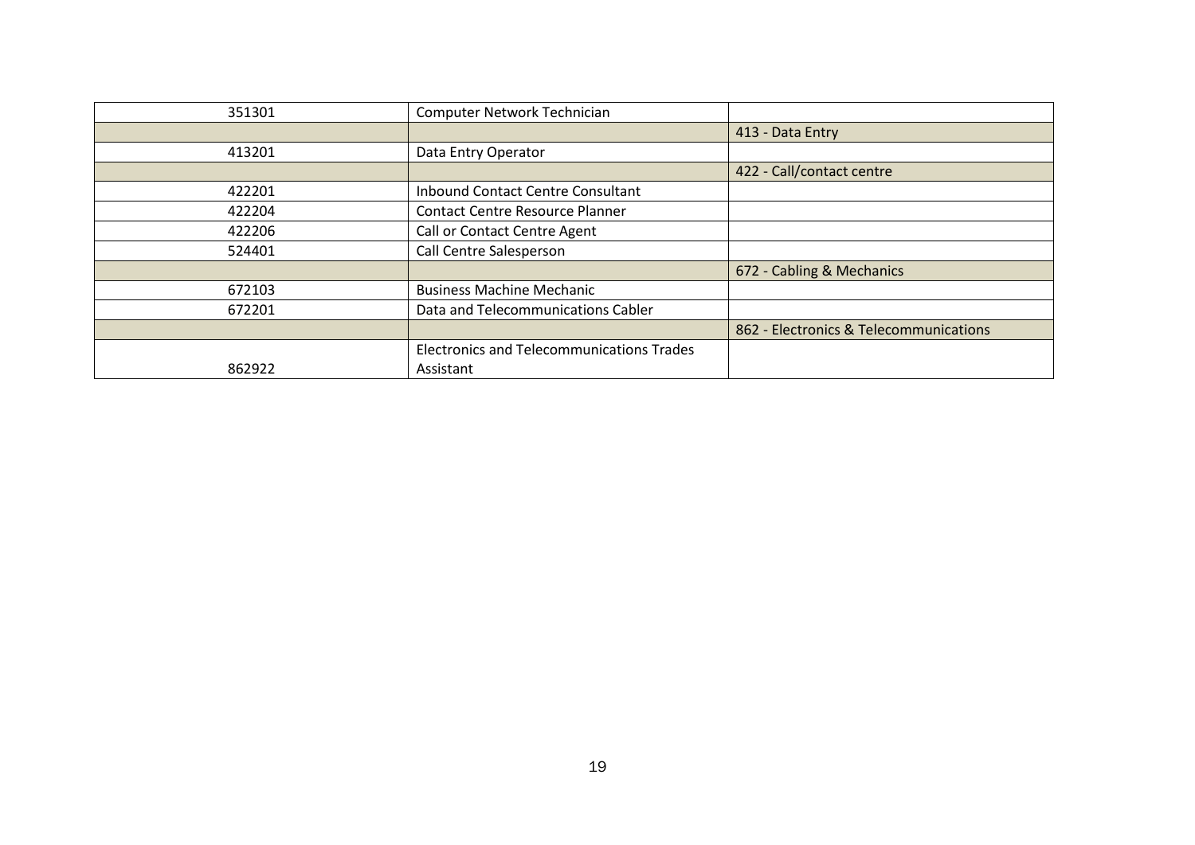| | | |
|---|---|---|
| 351301 | Computer Network Technician | |
| | | 413 - Data Entry |
| 413201 | Data Entry Operator | |
| | | 422 - Call/contact centre |
| 422201 | Inbound Contact Centre Consultant | |
| 422204 | Contact Centre Resource Planner | |
| 422206 | Call or Contact Centre Agent | |
| 524401 | Call Centre Salesperson | |
| | | 672 - Cabling & Mechanics |
| 672103 | Business Machine Mechanic | |
| 672201 | Data and Telecommunications Cabler | |
| | | 862 - Electronics & Telecommunications |
| 862922 | Electronics and Telecommunications Trades Assistant | |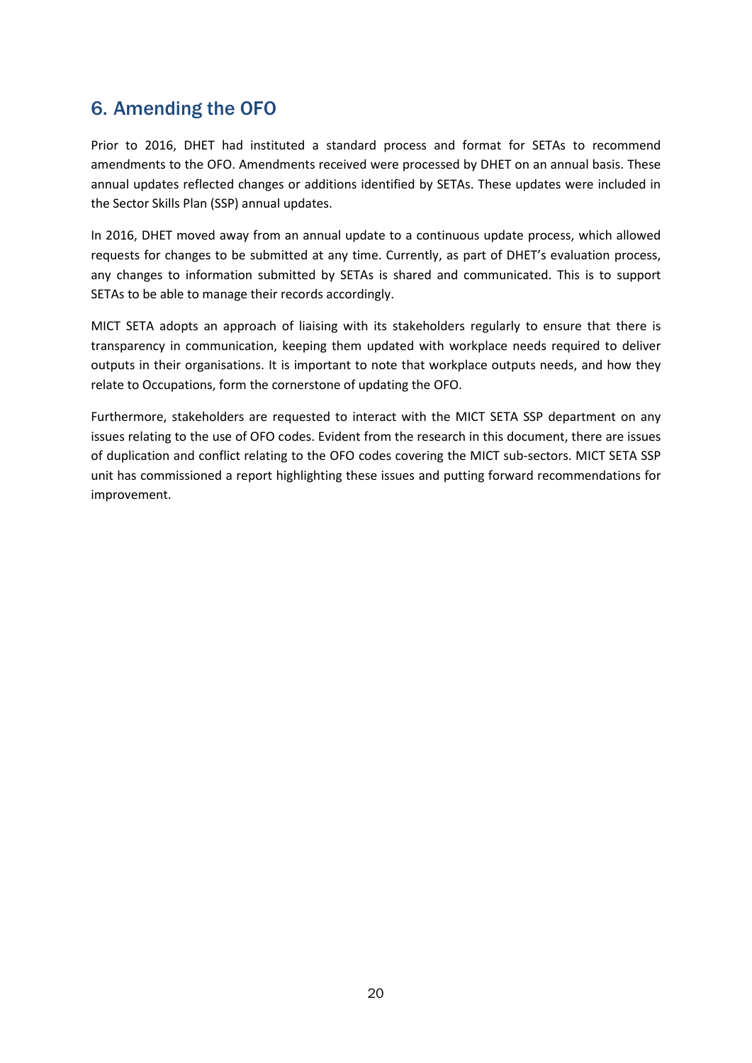## 6. Amending the OFO

Prior to 2016, DHET had instituted a standard process and format for SETAs to recommend amendments to the OFO. Amendments received were processed by DHET on an annual basis. These annual updates reflected changes or additions identified by SETAs. These updates were included in the Sector Skills Plan (SSP) annual updates.

In 2016, DHET moved away from an annual update to a continuous update process, which allowed requests for changes to be submitted at any time. Currently, as part of DHET's evaluation process, any changes to information submitted by SETAs is shared and communicated. This is to support SETAs to be able to manage their records accordingly.

MICT SETA adopts an approach of liaising with its stakeholders regularly to ensure that there is transparency in communication, keeping them updated with workplace needs required to deliver outputs in their organisations. It is important to note that workplace outputs needs, and how they relate to Occupations, form the cornerstone of updating the OFO.

Furthermore, stakeholders are requested to interact with the MICT SETA SSP department on any issues relating to the use of OFO codes. Evident from the research in this document, there are issues of duplication and conflict relating to the OFO codes covering the MICT sub-sectors. MICT SETA SSP unit has commissioned a report highlighting these issues and putting forward recommendations for improvement.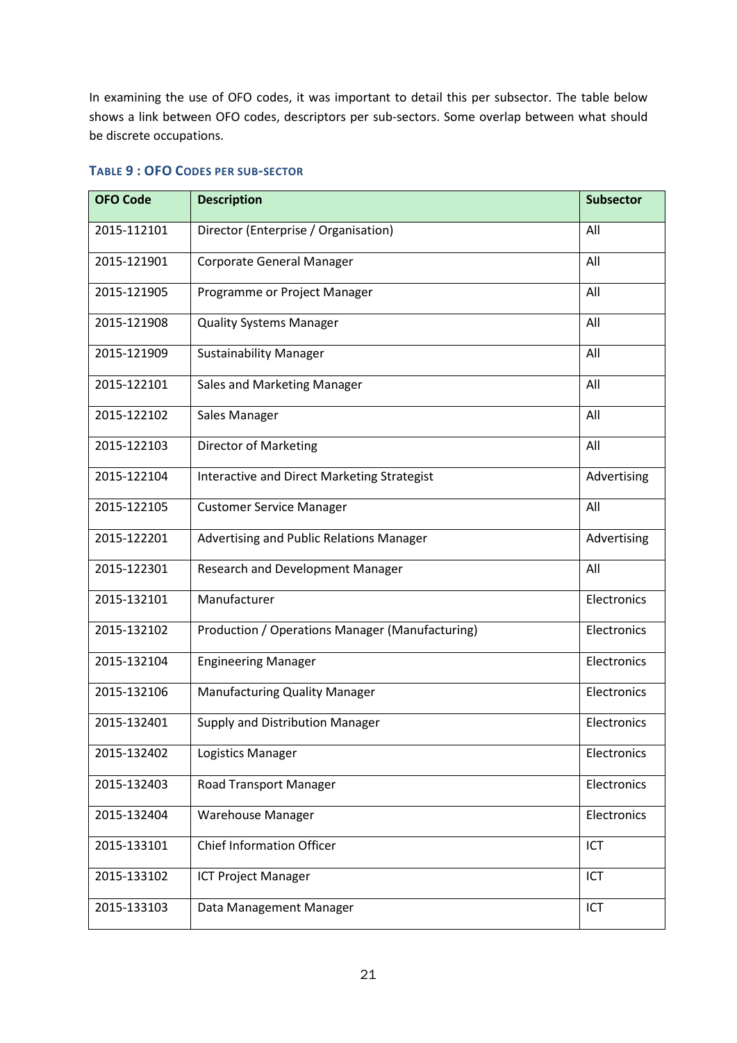In examining the use of OFO codes, it was important to detail this per subsector. The table below shows a link between OFO codes, descriptors per sub-sectors. Some overlap between what should be discrete occupations.

**TABLE 9 : OFO CODES PER SUB-SECTOR**

| OFO Code | Description | Subsector |
|---|---|---|
| 2015-112101 | Director (Enterprise / Organisation) | All |
| 2015-121901 | Corporate General Manager | All |
| 2015-121905 | Programme or Project Manager | All |
| 2015-121908 | Quality Systems Manager | All |
| 2015-121909 | Sustainability Manager | All |
| 2015-122101 | Sales and Marketing Manager | All |
| 2015-122102 | Sales Manager | All |
| 2015-122103 | Director of Marketing | All |
| 2015-122104 | Interactive and Direct Marketing Strategist | Advertising |
| 2015-122105 | Customer Service Manager | All |
| 2015-122201 | Advertising and Public Relations Manager | Advertising |
| 2015-122301 | Research and Development Manager | All |
| 2015-132101 | Manufacturer | Electronics |
| 2015-132102 | Production / Operations Manager (Manufacturing) | Electronics |
| 2015-132104 | Engineering Manager | Electronics |
| 2015-132106 | Manufacturing Quality Manager | Electronics |
| 2015-132401 | Supply and Distribution Manager | Electronics |
| 2015-132402 | Logistics Manager | Electronics |
| 2015-132403 | Road Transport Manager | Electronics |
| 2015-132404 | Warehouse Manager | Electronics |
| 2015-133101 | Chief Information Officer | ICT |
| 2015-133102 | ICT Project Manager | ICT |
| 2015-133103 | Data Management Manager | ICT |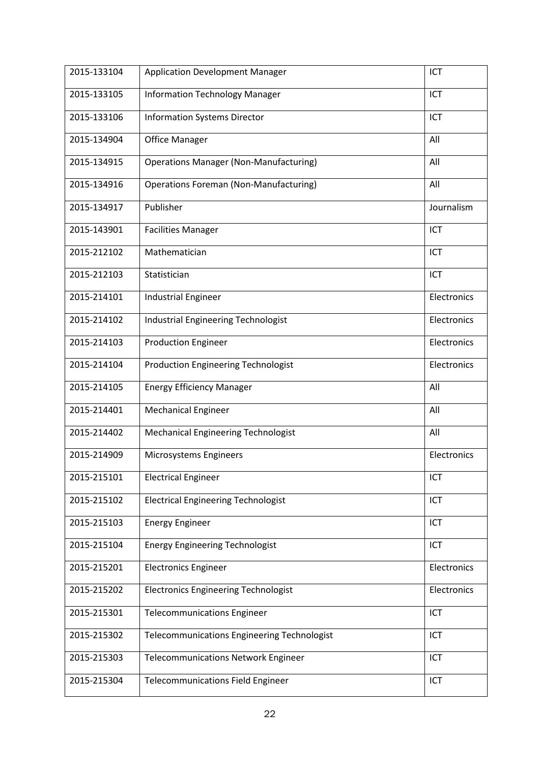| 2015-133104 | Application Development Manager | ICT |
|---|---|---|
| 2015-133105 | Information Technology Manager | ICT |
| 2015-133106 | Information Systems Director | ICT |
| 2015-134904 | Office Manager | All |
| 2015-134915 | Operations Manager (Non-Manufacturing) | All |
| 2015-134916 | Operations Foreman (Non-Manufacturing) | All |
| 2015-134917 | Publisher | Journalism |
| 2015-143901 | Facilities Manager | ICT |
| 2015-212102 | Mathematician | ICT |
| 2015-212103 | Statistician | ICT |
| 2015-214101 | Industrial Engineer | Electronics |
| 2015-214102 | Industrial Engineering Technologist | Electronics |
| 2015-214103 | Production Engineer | Electronics |
| 2015-214104 | Production Engineering Technologist | Electronics |
| 2015-214105 | Energy Efficiency Manager | All |
| 2015-214401 | Mechanical Engineer | All |
| 2015-214402 | Mechanical Engineering Technologist | All |
| 2015-214909 | Microsystems Engineers | Electronics |
| 2015-215101 | Electrical Engineer | ICT |
| 2015-215102 | Electrical Engineering Technologist | ICT |
| 2015-215103 | Energy Engineer | ICT |
| 2015-215104 | Energy Engineering Technologist | ICT |
| 2015-215201 | Electronics Engineer | Electronics |
| 2015-215202 | Electronics Engineering Technologist | Electronics |
| 2015-215301 | Telecommunications Engineer | ICT |
| 2015-215302 | Telecommunications Engineering Technologist | ICT |
| 2015-215303 | Telecommunications Network Engineer | ICT |
| 2015-215304 | Telecommunications Field Engineer | ICT |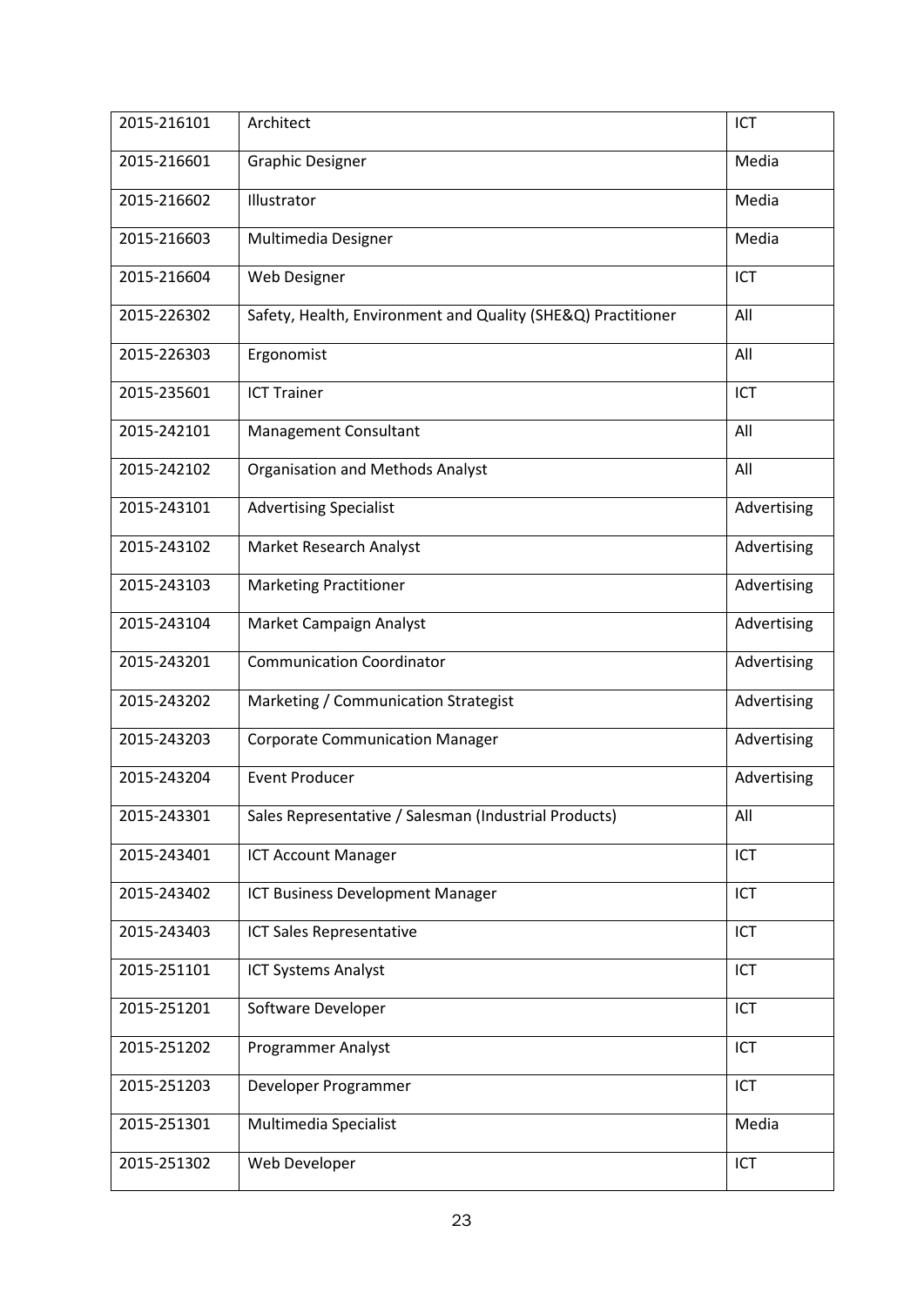| 2015-216101 | Architect | ICT |
|---|---|---|
| 2015-216601 | Graphic Designer | Media |
| 2015-216602 | Illustrator | Media |
| 2015-216603 | Multimedia Designer | Media |
| 2015-216604 | Web Designer | ICT |
| 2015-226302 | Safety, Health, Environment and Quality (SHE&Q) Practitioner | All |
| 2015-226303 | Ergonomist | All |
| 2015-235601 | ICT Trainer | ICT |
| 2015-242101 | Management Consultant | All |
| 2015-242102 | Organisation and Methods Analyst | All |
| 2015-243101 | Advertising Specialist | Advertising |
| 2015-243102 | Market Research Analyst | Advertising |
| 2015-243103 | Marketing Practitioner | Advertising |
| 2015-243104 | Market Campaign Analyst | Advertising |
| 2015-243201 | Communication Coordinator | Advertising |
| 2015-243202 | Marketing / Communication Strategist | Advertising |
| 2015-243203 | Corporate Communication Manager | Advertising |
| 2015-243204 | Event Producer | Advertising |
| 2015-243301 | Sales Representative / Salesman (Industrial Products) | All |
| 2015-243401 | ICT Account Manager | ICT |
| 2015-243402 | ICT Business Development Manager | ICT |
| 2015-243403 | ICT Sales Representative | ICT |
| 2015-251101 | ICT Systems Analyst | ICT |
| 2015-251201 | Software Developer | ICT |
| 2015-251202 | Programmer Analyst | ICT |
| 2015-251203 | Developer Programmer | ICT |
| 2015-251301 | Multimedia Specialist | Media |
| 2015-251302 | Web Developer | ICT |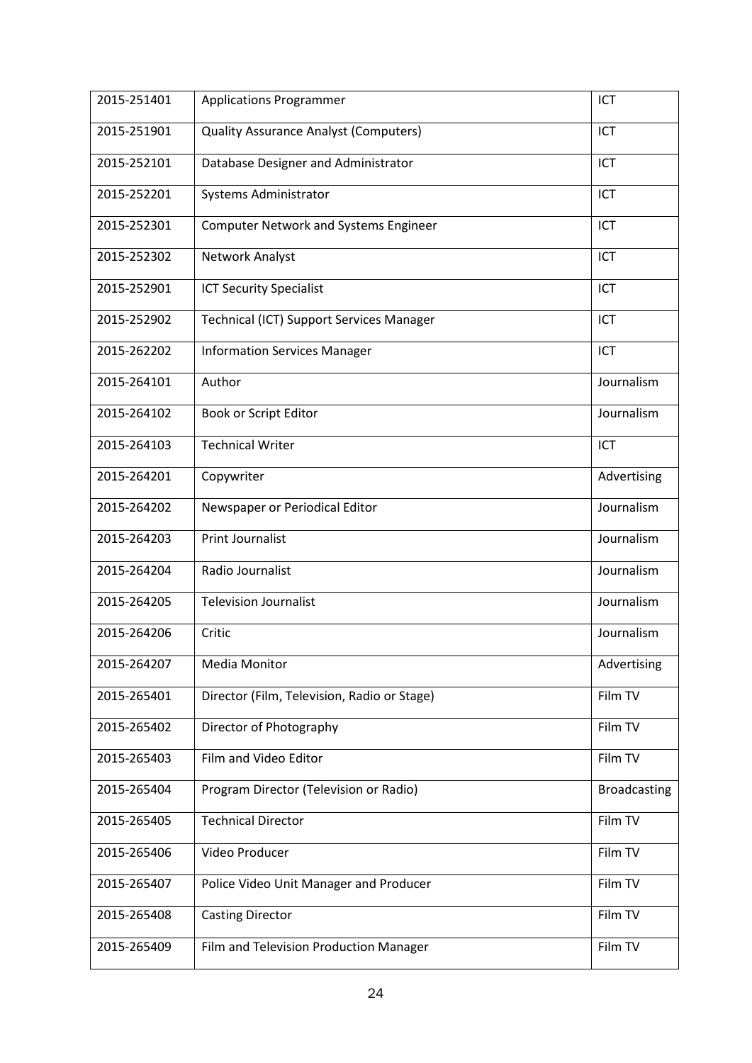| | | |
|---|---|---|
| 2015-251401 | Applications Programmer | ICT |
| 2015-251901 | Quality Assurance Analyst (Computers) | ICT |
| 2015-252101 | Database Designer and Administrator | ICT |
| 2015-252201 | Systems Administrator | ICT |
| 2015-252301 | Computer Network and Systems Engineer | ICT |
| 2015-252302 | Network Analyst | ICT |
| 2015-252901 | ICT Security Specialist | ICT |
| 2015-252902 | Technical (ICT) Support Services Manager | ICT |
| 2015-262202 | Information Services Manager | ICT |
| 2015-264101 | Author | Journalism |
| 2015-264102 | Book or Script Editor | Journalism |
| 2015-264103 | Technical Writer | ICT |
| 2015-264201 | Copywriter | Advertising |
| 2015-264202 | Newspaper or Periodical Editor | Journalism |
| 2015-264203 | Print Journalist | Journalism |
| 2015-264204 | Radio Journalist | Journalism |
| 2015-264205 | Television Journalist | Journalism |
| 2015-264206 | Critic | Journalism |
| 2015-264207 | Media Monitor | Advertising |
| 2015-265401 | Director (Film, Television, Radio or Stage) | Film TV |
| 2015-265402 | Director of Photography | Film TV |
| 2015-265403 | Film and Video Editor | Film TV |
| 2015-265404 | Program Director (Television or Radio) | Broadcasting |
| 2015-265405 | Technical Director | Film TV |
| 2015-265406 | Video Producer | Film TV |
| 2015-265407 | Police Video Unit Manager and Producer | Film TV |
| 2015-265408 | Casting Director | Film TV |
| 2015-265409 | Film and Television Production Manager | Film TV |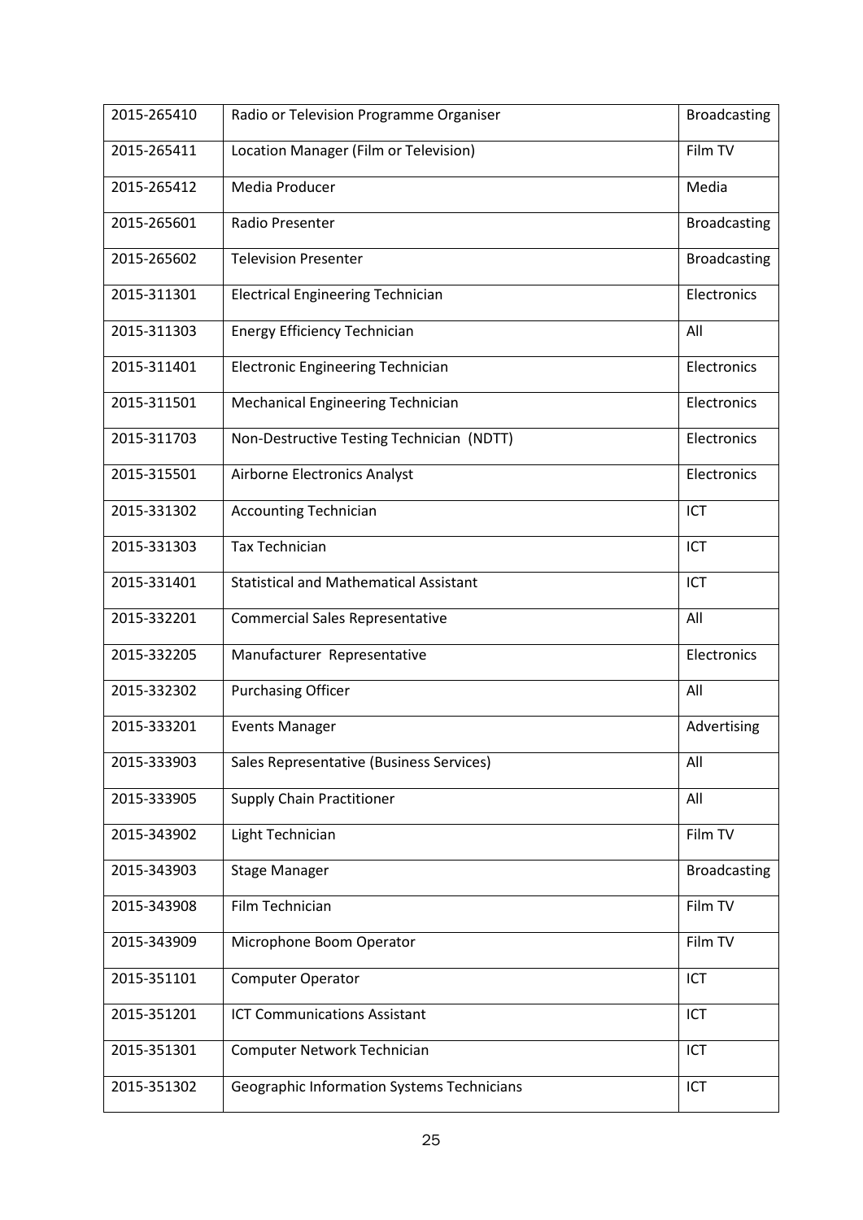| 2015-265410 | Radio or Television Programme Organiser | Broadcasting |
|---|---|---|
| 2015-265411 | Location Manager (Film or Television) | Film TV |
| 2015-265412 | Media Producer | Media |
| 2015-265601 | Radio Presenter | Broadcasting |
| 2015-265602 | Television Presenter | Broadcasting |
| 2015-311301 | Electrical Engineering Technician | Electronics |
| 2015-311303 | Energy Efficiency Technician | All |
| 2015-311401 | Electronic Engineering Technician | Electronics |
| 2015-311501 | Mechanical Engineering Technician | Electronics |
| 2015-311703 | Non-Destructive Testing Technician (NDTT) | Electronics |
| 2015-315501 | Airborne Electronics Analyst | Electronics |
| 2015-331302 | Accounting Technician | ICT |
| 2015-331303 | Tax Technician | ICT |
| 2015-331401 | Statistical and Mathematical Assistant | ICT |
| 2015-332201 | Commercial Sales Representative | All |
| 2015-332205 | Manufacturer Representative | Electronics |
| 2015-332302 | Purchasing Officer | All |
| 2015-333201 | Events Manager | Advertising |
| 2015-333903 | Sales Representative (Business Services) | All |
| 2015-333905 | Supply Chain Practitioner | All |
| 2015-343902 | Light Technician | Film TV |
| 2015-343903 | Stage Manager | Broadcasting |
| 2015-343908 | Film Technician | Film TV |
| 2015-343909 | Microphone Boom Operator | Film TV |
| 2015-351101 | Computer Operator | ICT |
| 2015-351201 | ICT Communications Assistant | ICT |
| 2015-351301 | Computer Network Technician | ICT |
| 2015-351302 | Geographic Information Systems Technicians | ICT |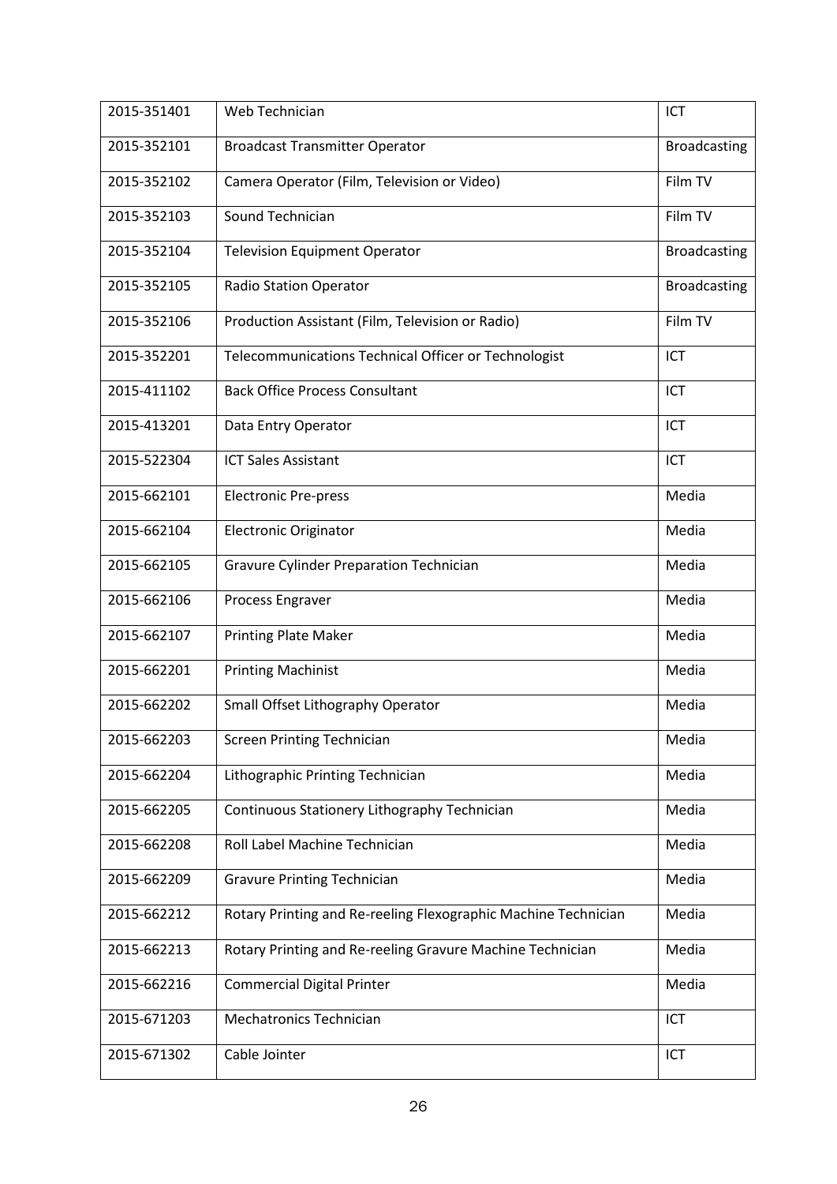| 2015-351401 | Web Technician | ICT |
|---|---|---|
| 2015-352101 | Broadcast Transmitter Operator | Broadcasting |
| 2015-352102 | Camera Operator (Film, Television or Video) | Film TV |
| 2015-352103 | Sound Technician | Film TV |
| 2015-352104 | Television Equipment Operator | Broadcasting |
| 2015-352105 | Radio Station Operator | Broadcasting |
| 2015-352106 | Production Assistant (Film, Television or Radio) | Film TV |
| 2015-352201 | Telecommunications Technical Officer or Technologist | ICT |
| 2015-411102 | Back Office Process Consultant | ICT |
| 2015-413201 | Data Entry Operator | ICT |
| 2015-522304 | ICT Sales Assistant | ICT |
| 2015-662101 | Electronic Pre-press | Media |
| 2015-662104 | Electronic Originator | Media |
| 2015-662105 | Gravure Cylinder Preparation Technician | Media |
| 2015-662106 | Process Engraver | Media |
| 2015-662107 | Printing Plate Maker | Media |
| 2015-662201 | Printing Machinist | Media |
| 2015-662202 | Small Offset Lithography Operator | Media |
| 2015-662203 | Screen Printing Technician | Media |
| 2015-662204 | Lithographic Printing Technician | Media |
| 2015-662205 | Continuous Stationery Lithography Technician | Media |
| 2015-662208 | Roll Label Machine Technician | Media |
| 2015-662209 | Gravure Printing Technician | Media |
| 2015-662212 | Rotary Printing and Re-reeling Flexographic Machine Technician | Media |
| 2015-662213 | Rotary Printing and Re-reeling Gravure Machine Technician | Media |
| 2015-662216 | Commercial Digital Printer | Media |
| 2015-671203 | Mechatronics Technician | ICT |
| 2015-671302 | Cable Jointer | ICT |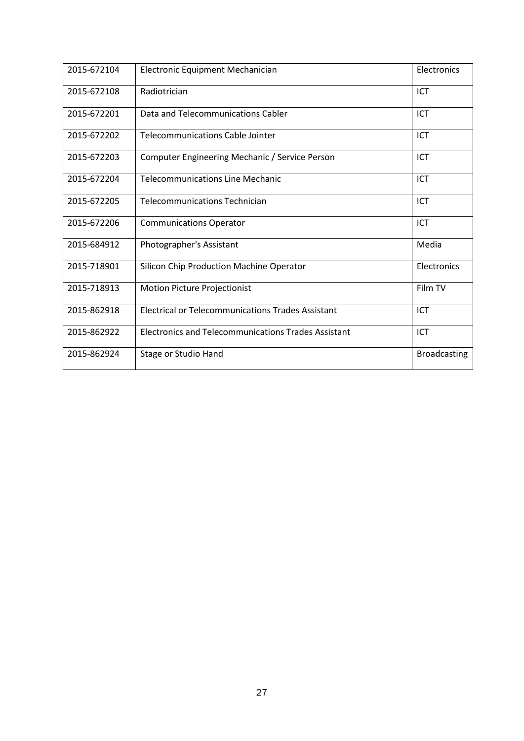| | | |
|---|---|---|
| 2015-672104 | Electronic Equipment Mechanician | Electronics |
| 2015-672108 | Radiotrician | ICT |
| 2015-672201 | Data and Telecommunications Cabler | ICT |
| 2015-672202 | Telecommunications Cable Jointer | ICT |
| 2015-672203 | Computer Engineering Mechanic / Service Person | ICT |
| 2015-672204 | Telecommunications Line Mechanic | ICT |
| 2015-672205 | Telecommunications Technician | ICT |
| 2015-672206 | Communications Operator | ICT |
| 2015-684912 | Photographer's Assistant | Media |
| 2015-718901 | Silicon Chip Production Machine Operator | Electronics |
| 2015-718913 | Motion Picture Projectionist | Film TV |
| 2015-862918 | Electrical or Telecommunications Trades Assistant | ICT |
| 2015-862922 | Electronics and Telecommunications Trades Assistant | ICT |
| 2015-862924 | Stage or Studio Hand | Broadcasting |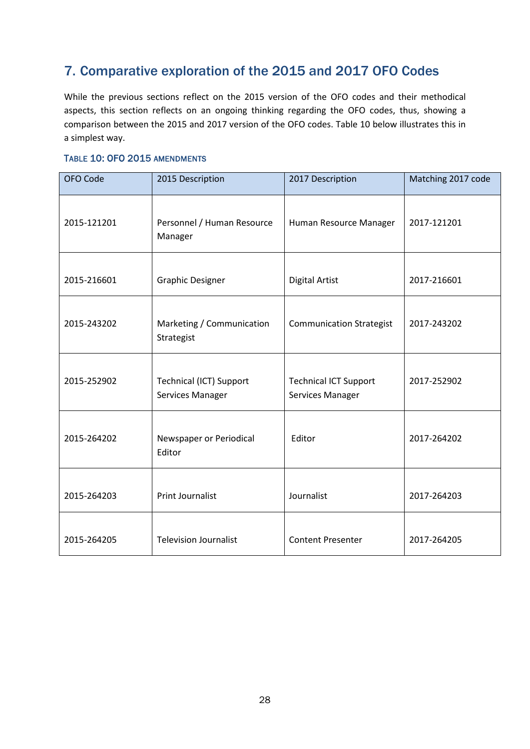## 7. Comparative exploration of the 2015 and 2017 OFO Codes

While the previous sections reflect on the 2015 version of the OFO codes and their methodical aspects, this section reflects on an ongoing thinking regarding the OFO codes, thus, showing a comparison between the 2015 and 2017 version of the OFO codes. Table 10 below illustrates this in a simplest way.

#### Table 10: OFO 2015 amendments

| OFO Code | 2015 Description | 2017 Description | Matching 2017 code |
|---|---|---|---|
| 2015-121201 | Personnel / Human Resource Manager | Human Resource Manager | 2017-121201 |
| 2015-216601 | Graphic Designer | Digital Artist | 2017-216601 |
| 2015-243202 | Marketing / Communication Strategist | Communication Strategist | 2017-243202 |
| 2015-252902 | Technical (ICT) Support Services Manager | Technical ICT Support Services Manager | 2017-252902 |
| 2015-264202 | Newspaper or Periodical Editor | Editor | 2017-264202 |
| 2015-264203 | Print Journalist | Journalist | 2017-264203 |
| 2015-264205 | Television Journalist | Content Presenter | 2017-264205 |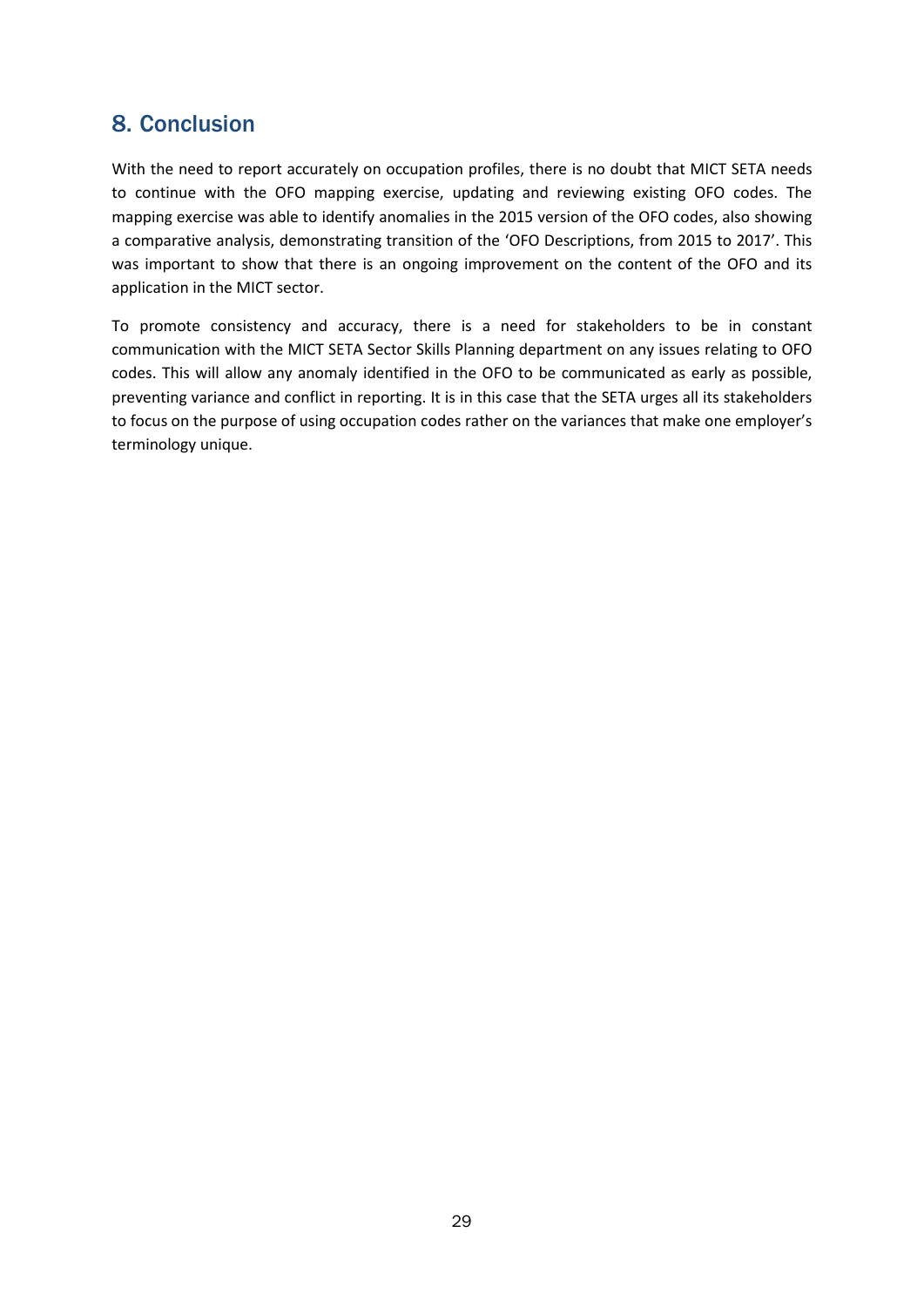## 8. Conclusion

With the need to report accurately on occupation profiles, there is no doubt that MICT SETA needs to continue with the OFO mapping exercise, updating and reviewing existing OFO codes. The mapping exercise was able to identify anomalies in the 2015 version of the OFO codes, also showing a comparative analysis, demonstrating transition of the 'OFO Descriptions, from 2015 to 2017'. This was important to show that there is an ongoing improvement on the content of the OFO and its application in the MICT sector.

To promote consistency and accuracy, there is a need for stakeholders to be in constant communication with the MICT SETA Sector Skills Planning department on any issues relating to OFO codes. This will allow any anomaly identified in the OFO to be communicated as early as possible, preventing variance and conflict in reporting. It is in this case that the SETA urges all its stakeholders to focus on the purpose of using occupation codes rather on the variances that make one employer's terminology unique.